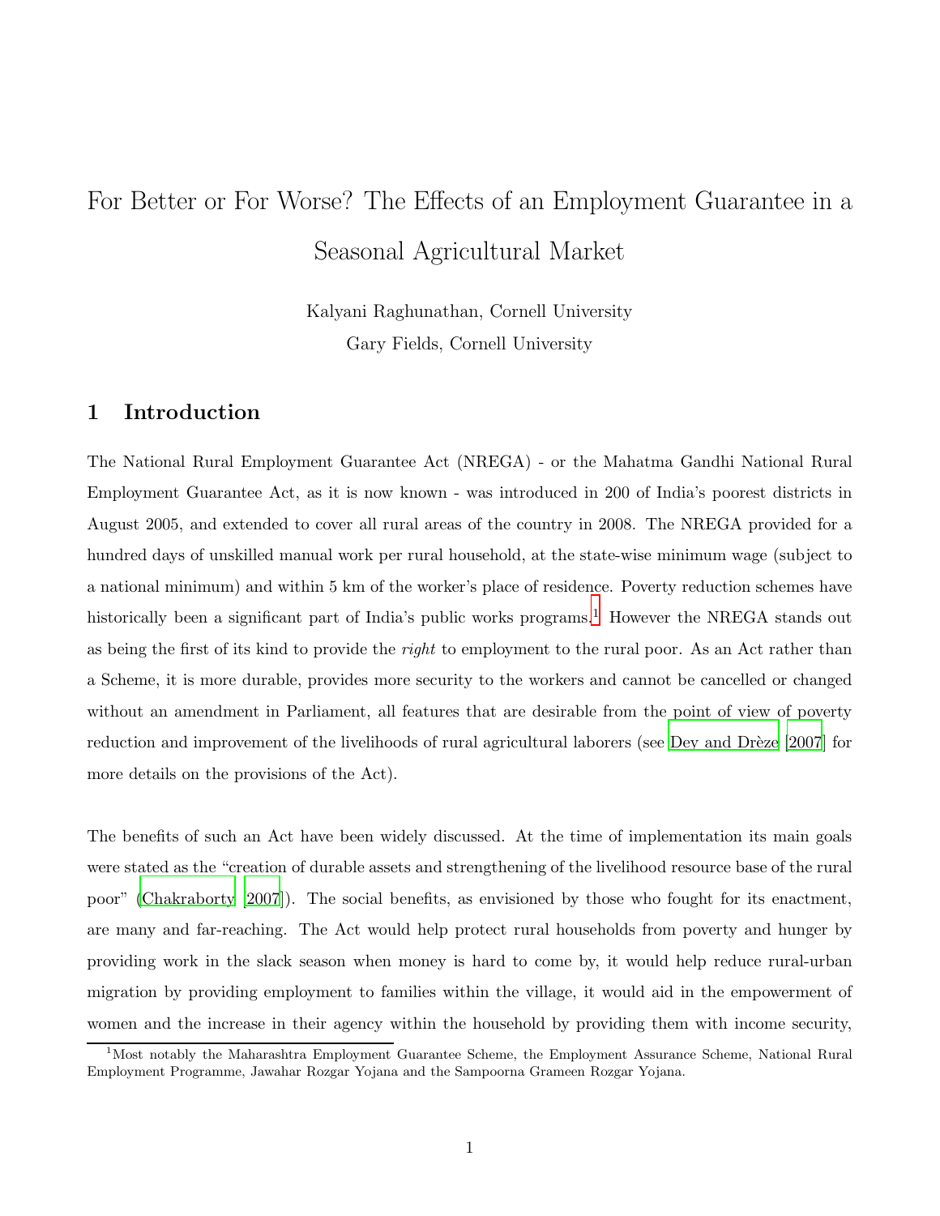# For Better or For Worse? The Effects of an Employment Guarantee in a Seasonal Agricultural Market

Kalyani Raghunathan, Cornell University

Gary Fields, Cornell University

## 1 Introduction

The National Rural Employment Guarantee Act (NREGA) - or the Mahatma Gandhi National Rural Employment Guarantee Act, as it is now known - was introduced in 200 of India's poorest districts in August 2005, and extended to cover all rural areas of the country in 2008. The NREGA provided for a hundred days of unskilled manual work per rural household, at the state-wise minimum wage (subject to a national minimum) and within 5 km of the worker's place of residence. Poverty reduction schemes have historically been a significant part of India's public works programs.[1] However the NREGA stands out as being the first of its kind to provide the *right* to employment to the rural poor. As an Act rather than a Scheme, it is more durable, provides more security to the workers and cannot be cancelled or changed without an amendment in Parliament, all features that are desirable from the point of view of poverty reduction and improvement of the livelihoods of rural agricultural laborers (see Dey and Drèze [2007] for more details on the provisions of the Act).

The benefits of such an Act have been widely discussed. At the time of implementation its main goals were stated as the "creation of durable assets and strengthening of the livelihood resource base of the rural poor" (Chakraborty [2007]). The social benefits, as envisioned by those who fought for its enactment, are many and far-reaching. The Act would help protect rural households from poverty and hunger by providing work in the slack season when money is hard to come by, it would help reduce rural-urban migration by providing employment to families within the village, it would aid in the empowerment of women and the increase in their agency within the household by providing them with income security,

[1] Most notably the Maharashtra Employment Guarantee Scheme, the Employment Assurance Scheme, National Rural Employment Programme, Jawahar Rozgar Yojana and the Sampoorna Grameen Rozgar Yojana.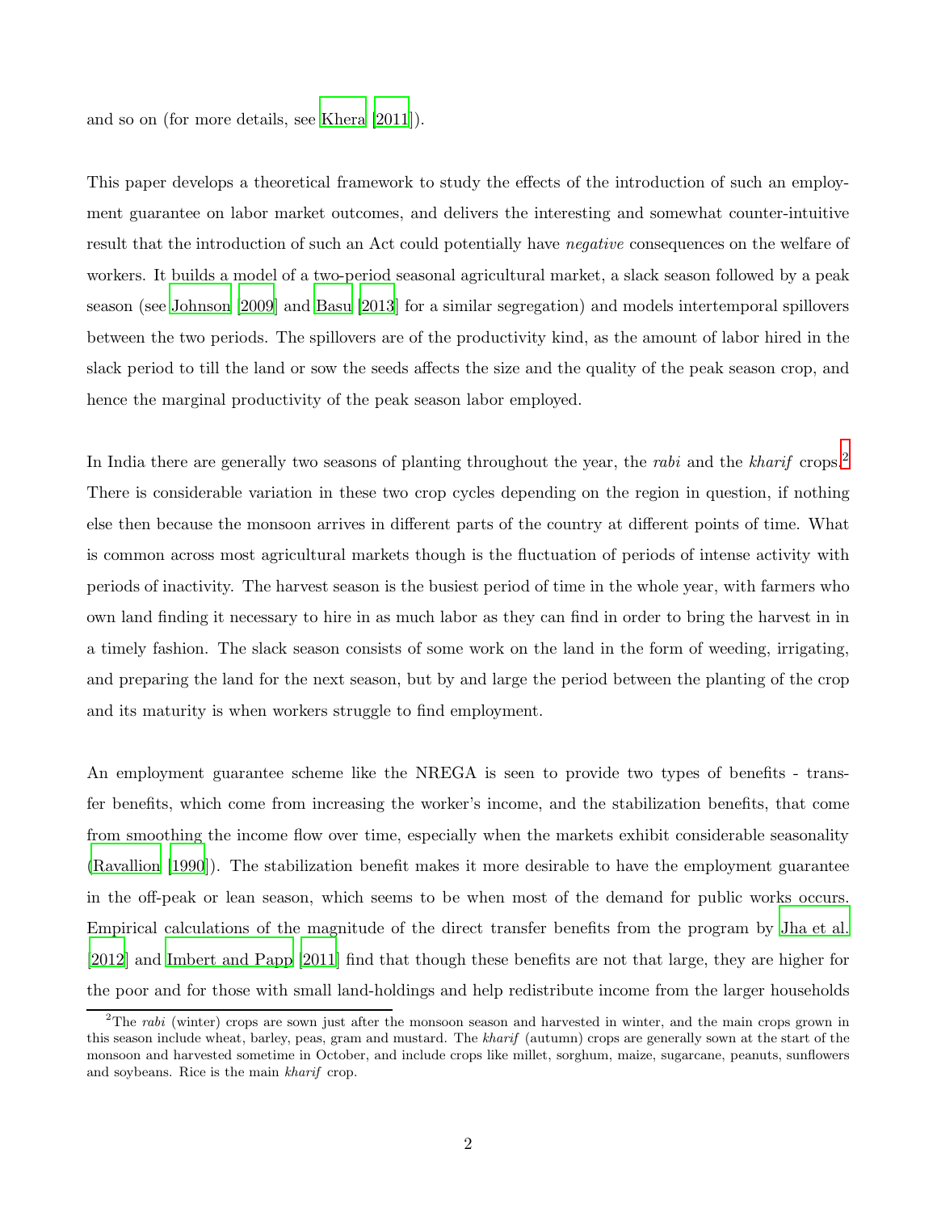and so on (for more details, see Khera [2011]).

This paper develops a theoretical framework to study the effects of the introduction of such an employment guarantee on labor market outcomes, and delivers the interesting and somewhat counter-intuitive result that the introduction of such an Act could potentially have *negative* consequences on the welfare of workers. It builds a model of a two-period seasonal agricultural market, a slack season followed by a peak season (see Johnson [2009] and Basu [2013] for a similar segregation) and models intertemporal spillovers between the two periods. The spillovers are of the productivity kind, as the amount of labor hired in the slack period to till the land or sow the seeds affects the size and the quality of the peak season crop, and hence the marginal productivity of the peak season labor employed.

In India there are generally two seasons of planting throughout the year, the *rabi* and the *kharif* crops.[2] There is considerable variation in these two crop cycles depending on the region in question, if nothing else then because the monsoon arrives in different parts of the country at different points of time. What is common across most agricultural markets though is the fluctuation of periods of intense activity with periods of inactivity. The harvest season is the busiest period of time in the whole year, with farmers who own land finding it necessary to hire in as much labor as they can find in order to bring the harvest in in a timely fashion. The slack season consists of some work on the land in the form of weeding, irrigating, and preparing the land for the next season, but by and large the period between the planting of the crop and its maturity is when workers struggle to find employment.

An employment guarantee scheme like the NREGA is seen to provide two types of benefits - transfer benefits, which come from increasing the worker's income, and the stabilization benefits, that come from smoothing the income flow over time, especially when the markets exhibit considerable seasonality (Ravallion [1990]). The stabilization benefit makes it more desirable to have the employment guarantee in the off-peak or lean season, which seems to be when most of the demand for public works occurs. Empirical calculations of the magnitude of the direct transfer benefits from the program by Jha et al. [2012] and Imbert and Papp [2011] find that though these benefits are not that large, they are higher for the poor and for those with small land-holdings and help redistribute income from the larger households

[2] The *rabi* (winter) crops are sown just after the monsoon season and harvested in winter, and the main crops grown in this season include wheat, barley, peas, gram and mustard. The *kharif* (autumn) crops are generally sown at the start of the monsoon and harvested sometime in October, and include crops like millet, sorghum, maize, sugarcane, peanuts, sunflowers and soybeans. Rice is the main *kharif* crop.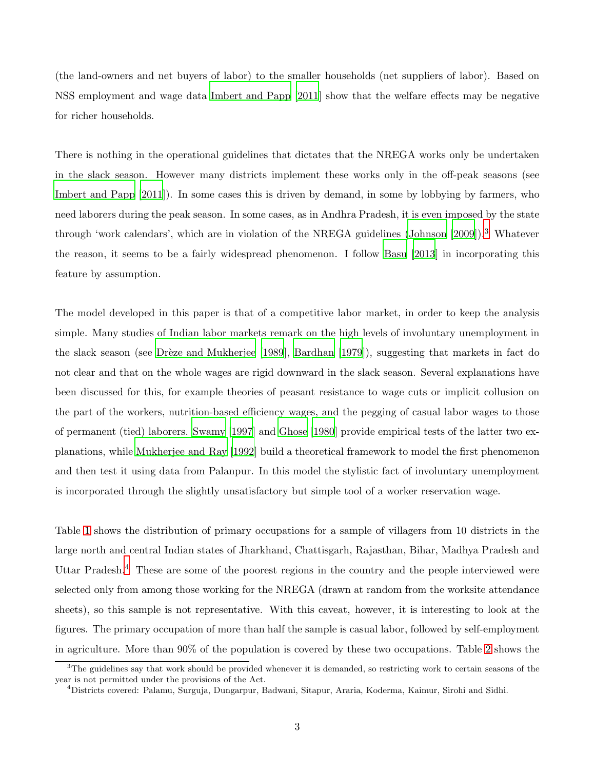(the land-owners and net buyers of labor) to the smaller households (net suppliers of labor). Based on NSS employment and wage data Imbert and Papp [2011] show that the welfare effects may be negative for richer households.

There is nothing in the operational guidelines that dictates that the NREGA works only be undertaken in the slack season. However many districts implement these works only in the off-peak seasons (see Imbert and Papp [2011]). In some cases this is driven by demand, in some by lobbying by farmers, who need laborers during the peak season. In some cases, as in Andhra Pradesh, it is even imposed by the state through 'work calendars', which are in violation of the NREGA guidelines (Johnson [2009]).[3] Whatever the reason, it seems to be a fairly widespread phenomenon. I follow Basu [2013] in incorporating this feature by assumption.

The model developed in this paper is that of a competitive labor market, in order to keep the analysis simple. Many studies of Indian labor markets remark on the high levels of involuntary unemployment in the slack season (see Drèze and Mukherjee [1989], Bardhan [1979]), suggesting that markets in fact do not clear and that on the whole wages are rigid downward in the slack season. Several explanations have been discussed for this, for example theories of peasant resistance to wage cuts or implicit collusion on the part of the workers, nutrition-based efficiency wages, and the pegging of casual labor wages to those of permanent (tied) laborers. Swamy [1997] and Ghose [1980] provide empirical tests of the latter two explanations, while Mukherjee and Ray [1992] build a theoretical framework to model the first phenomenon and then test it using data from Palanpur. In this model the stylistic fact of involuntary unemployment is incorporated through the slightly unsatisfactory but simple tool of a worker reservation wage.

Table 1 shows the distribution of primary occupations for a sample of villagers from 10 districts in the large north and central Indian states of Jharkhand, Chattisgarh, Rajasthan, Bihar, Madhya Pradesh and Uttar Pradesh.[4] These are some of the poorest regions in the country and the people interviewed were selected only from among those working for the NREGA (drawn at random from the worksite attendance sheets), so this sample is not representative. With this caveat, however, it is interesting to look at the figures. The primary occupation of more than half the sample is casual labor, followed by self-employment in agriculture. More than 90% of the population is covered by these two occupations. Table 2 shows the

---

[3] The guidelines say that work should be provided whenever it is demanded, so restricting work to certain seasons of the year is not permitted under the provisions of the Act.

[4] Districts covered: Palamu, Surguja, Dungarpur, Badwani, Sitapur, Araria, Koderma, Kaimur, Sirohi and Sidhi.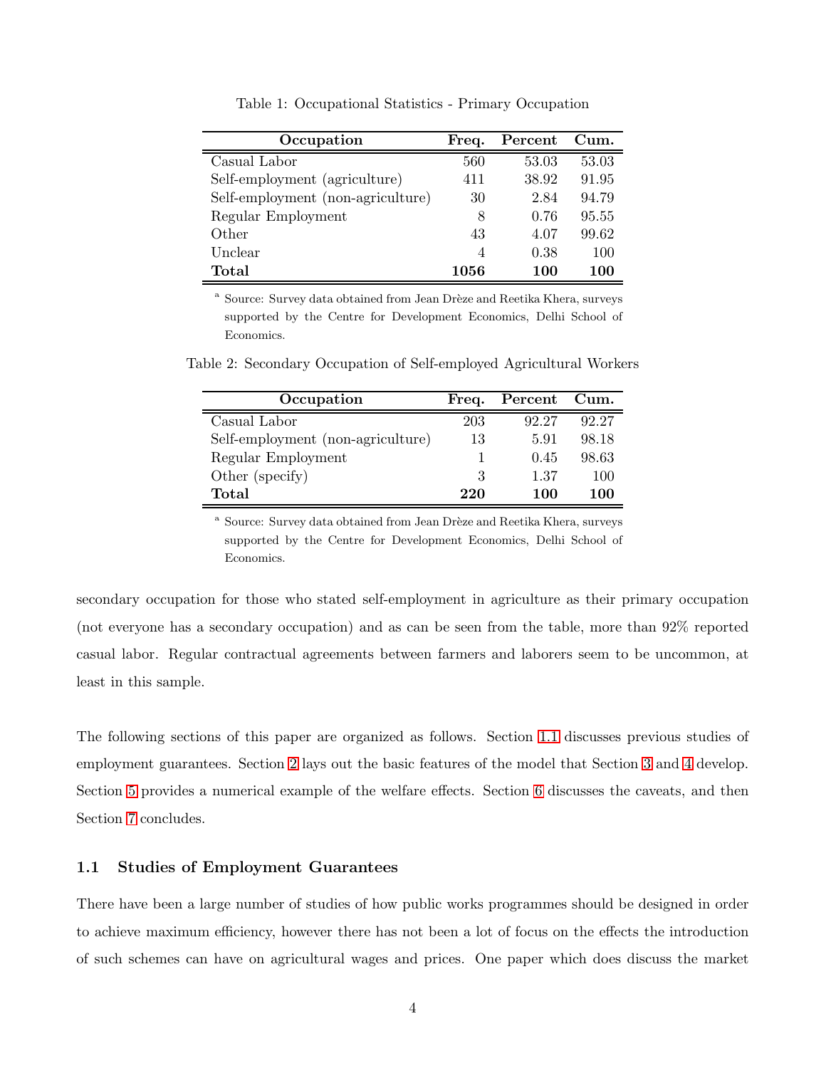Table 1: Occupational Statistics - Primary Occupation

| **Occupation** | **Freq.** | **Percent** | **Cum.** |
|---|---|---|---|
| Casual Labor | 560 | 53.03 | 53.03 |
| Self-employment (agriculture) | 411 | 38.92 | 91.95 |
| Self-employment (non-agriculture) | 30 | 2.84 | 94.79 |
| Regular Employment | 8 | 0.76 | 95.55 |
| Other | 43 | 4.07 | 99.62 |
| Unclear | 4 | 0.38 | 100 |
| **Total** | **1056** | **100** | **100** |

[a] Source: Survey data obtained from Jean Drèze and Reetika Khera, surveys supported by the Centre for Development Economics, Delhi School of Economics.

Table 2: Secondary Occupation of Self-employed Agricultural Workers

| **Occupation** | **Freq.** | **Percent** | **Cum.** |
|---|---|---|---|
| Casual Labor | 203 | 92.27 | 92.27 |
| Self-employment (non-agriculture) | 13 | 5.91 | 98.18 |
| Regular Employment | 1 | 0.45 | 98.63 |
| Other (specify) | 3 | 1.37 | 100 |
| **Total** | **220** | **100** | **100** |

[a] Source: Survey data obtained from Jean Drèze and Reetika Khera, surveys supported by the Centre for Development Economics, Delhi School of Economics.

secondary occupation for those who stated self-employment in agriculture as their primary occupation (not everyone has a secondary occupation) and as can be seen from the table, more than 92% reported casual labor. Regular contractual agreements between farmers and laborers seem to be uncommon, at least in this sample.

The following sections of this paper are organized as follows. Section 1.1 discusses previous studies of employment guarantees. Section 2 lays out the basic features of the model that Section 3 and 4 develop. Section 5 provides a numerical example of the welfare effects. Section 6 discusses the caveats, and then Section 7 concludes.

### 1.1 Studies of Employment Guarantees

There have been a large number of studies of how public works programmes should be designed in order to achieve maximum efficiency, however there has not been a lot of focus on the effects the introduction of such schemes can have on agricultural wages and prices. One paper which does discuss the market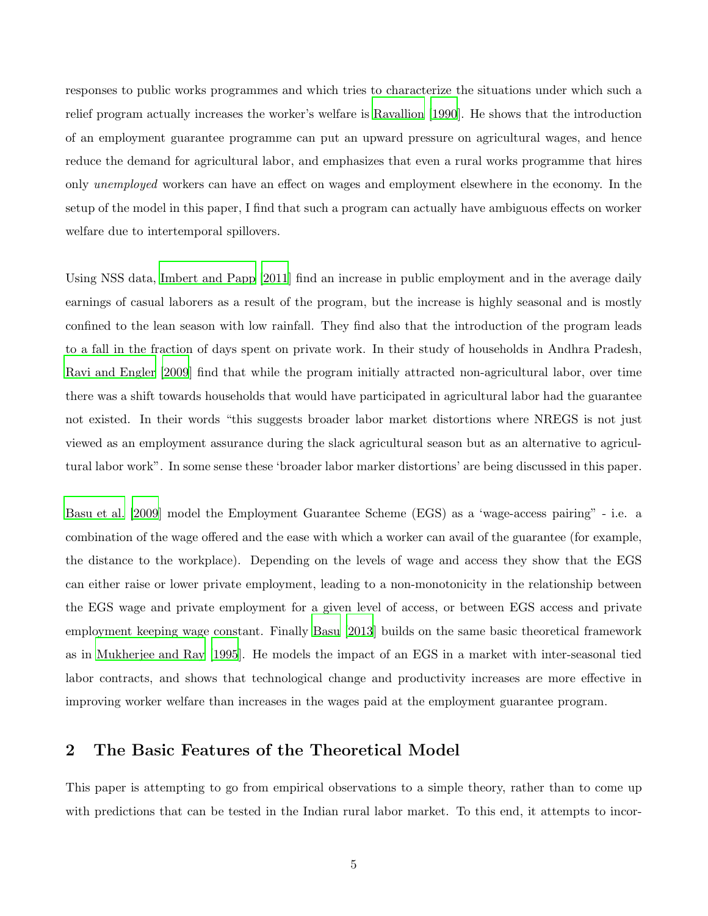responses to public works programmes and which tries to characterize the situations under which such a relief program actually increases the worker's welfare is Ravallion [1990]. He shows that the introduction of an employment guarantee programme can put an upward pressure on agricultural wages, and hence reduce the demand for agricultural labor, and emphasizes that even a rural works programme that hires only *unemployed* workers can have an effect on wages and employment elsewhere in the economy. In the setup of the model in this paper, I find that such a program can actually have ambiguous effects on worker welfare due to intertemporal spillovers.

Using NSS data, Imbert and Papp [2011] find an increase in public employment and in the average daily earnings of casual laborers as a result of the program, but the increase is highly seasonal and is mostly confined to the lean season with low rainfall. They find also that the introduction of the program leads to a fall in the fraction of days spent on private work. In their study of households in Andhra Pradesh, Ravi and Engler [2009] find that while the program initially attracted non-agricultural labor, over time there was a shift towards households that would have participated in agricultural labor had the guarantee not existed. In their words "this suggests broader labor market distortions where NREGS is not just viewed as an employment assurance during the slack agricultural season but as an alternative to agricultural labor work". In some sense these 'broader labor marker distortions' are being discussed in this paper.

Basu et al. [2009] model the Employment Guarantee Scheme (EGS) as a 'wage-access pairing" - i.e. a combination of the wage offered and the ease with which a worker can avail of the guarantee (for example, the distance to the workplace). Depending on the levels of wage and access they show that the EGS can either raise or lower private employment, leading to a non-monotonicity in the relationship between the EGS wage and private employment for a given level of access, or between EGS access and private employment keeping wage constant. Finally Basu [2013] builds on the same basic theoretical framework as in Mukherjee and Ray [1995]. He models the impact of an EGS in a market with inter-seasonal tied labor contracts, and shows that technological change and productivity increases are more effective in improving worker welfare than increases in the wages paid at the employment guarantee program.

## 2 The Basic Features of the Theoretical Model

This paper is attempting to go from empirical observations to a simple theory, rather than to come up with predictions that can be tested in the Indian rural labor market. To this end, it attempts to incor-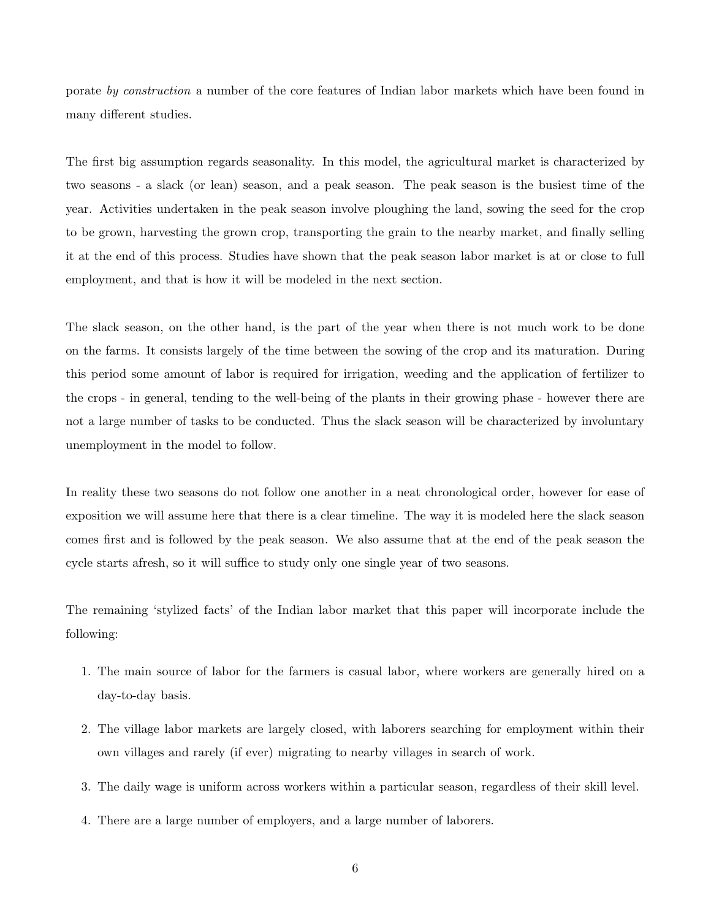porate *by construction* a number of the core features of Indian labor markets which have been found in many different studies.

The first big assumption regards seasonality. In this model, the agricultural market is characterized by two seasons - a slack (or lean) season, and a peak season. The peak season is the busiest time of the year. Activities undertaken in the peak season involve ploughing the land, sowing the seed for the crop to be grown, harvesting the grown crop, transporting the grain to the nearby market, and finally selling it at the end of this process. Studies have shown that the peak season labor market is at or close to full employment, and that is how it will be modeled in the next section.

The slack season, on the other hand, is the part of the year when there is not much work to be done on the farms. It consists largely of the time between the sowing of the crop and its maturation. During this period some amount of labor is required for irrigation, weeding and the application of fertilizer to the crops - in general, tending to the well-being of the plants in their growing phase - however there are not a large number of tasks to be conducted. Thus the slack season will be characterized by involuntary unemployment in the model to follow.

In reality these two seasons do not follow one another in a neat chronological order, however for ease of exposition we will assume here that there is a clear timeline. The way it is modeled here the slack season comes first and is followed by the peak season. We also assume that at the end of the peak season the cycle starts afresh, so it will suffice to study only one single year of two seasons.

The remaining 'stylized facts' of the Indian labor market that this paper will incorporate include the following:

1. The main source of labor for the farmers is casual labor, where workers are generally hired on a day-to-day basis.
2. The village labor markets are largely closed, with laborers searching for employment within their own villages and rarely (if ever) migrating to nearby villages in search of work.
3. The daily wage is uniform across workers within a particular season, regardless of their skill level.
4. There are a large number of employers, and a large number of laborers.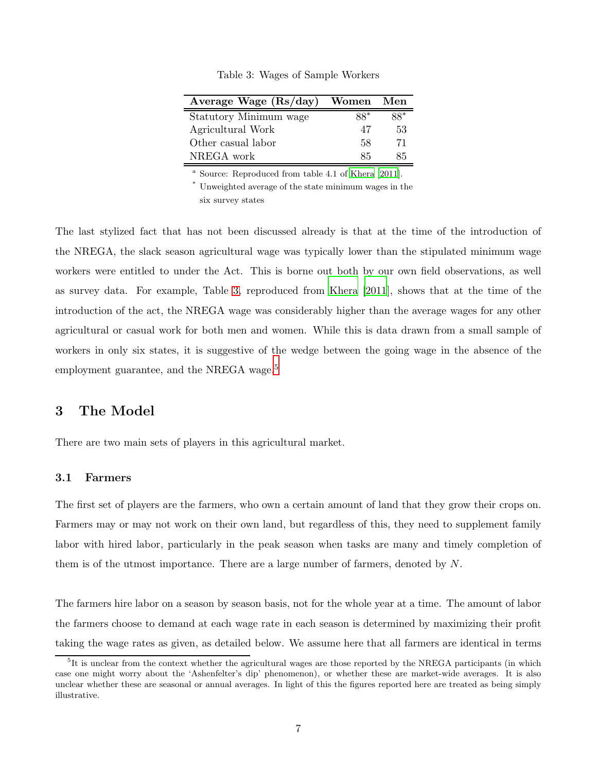Table 3: Wages of Sample Workers

| Average Wage (Rs/day) | Women | Men |
|---|---|---|
| Statutory Minimum wage | 88* | 88* |
| Agricultural Work | 47 | 53 |
| Other casual labor | 58 | 71 |
| NREGA work | 85 | 85 |

[a] Source: Reproduced from table 4.1 of Khera [2011].
* Unweighted average of the state minimum wages in the six survey states

The last stylized fact that has not been discussed already is that at the time of the introduction of the NREGA, the slack season agricultural wage was typically lower than the stipulated minimum wage workers were entitled to under the Act. This is borne out both by our own field observations, as well as survey data. For example, Table 3, reproduced from Khera [2011], shows that at the time of the introduction of the act, the NREGA wage was considerably higher than the average wages for any other agricultural or casual work for both men and women. While this is data drawn from a small sample of workers in only six states, it is suggestive of the wedge between the going wage in the absence of the employment guarantee, and the NREGA wage.[5]

## 3 The Model

There are two main sets of players in this agricultural market.

### 3.1 Farmers

The first set of players are the farmers, who own a certain amount of land that they grow their crops on. Farmers may or may not work on their own land, but regardless of this, they need to supplement family labor with hired labor, particularly in the peak season when tasks are many and timely completion of them is of the utmost importance. There are a large number of farmers, denoted by $N$.

The farmers hire labor on a season by season basis, not for the whole year at a time. The amount of labor the farmers choose to demand at each wage rate in each season is determined by maximizing their profit taking the wage rates as given, as detailed below. We assume here that all farmers are identical in terms

[5] It is unclear from the context whether the agricultural wages are those reported by the NREGA participants (in which case one might worry about the 'Ashenfelter's dip' phenomenon), or whether these are market-wide averages. It is also unclear whether these are seasonal or annual averages. In light of this the figures reported here are treated as being simply illustrative.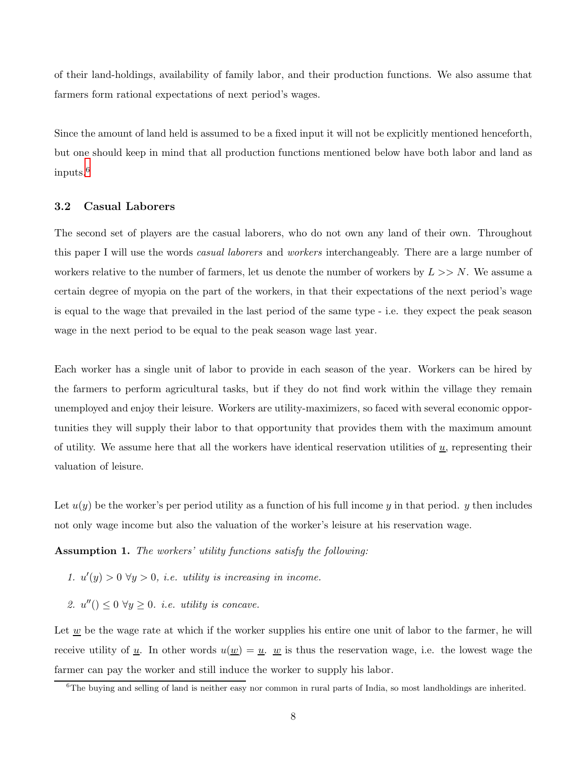of their land-holdings, availability of family labor, and their production functions. We also assume that farmers form rational expectations of next period's wages.

Since the amount of land held is assumed to be a fixed input it will not be explicitly mentioned henceforth, but one should keep in mind that all production functions mentioned below have both labor and land as inputs.[6]

### 3.2 Casual Laborers

The second set of players are the casual laborers, who do not own any land of their own. Throughout this paper I will use the words *casual laborers* and *workers* interchangeably. There are a large number of workers relative to the number of farmers, let us denote the number of workers by $L >> N$. We assume a certain degree of myopia on the part of the workers, in that their expectations of the next period's wage is equal to the wage that prevailed in the last period of the same type - i.e. they expect the peak season wage in the next period to be equal to the peak season wage last year.

Each worker has a single unit of labor to provide in each season of the year. Workers can be hired by the farmers to perform agricultural tasks, but if they do not find work within the village they remain unemployed and enjoy their leisure. Workers are utility-maximizers, so faced with several economic opportunities they will supply their labor to that opportunity that provides them with the maximum amount of utility. We assume here that all the workers have identical reservation utilities of $\underline{u}$, representing their valuation of leisure.

Let $u(y)$ be the worker's per period utility as a function of his full income $y$ in that period. $y$ then includes not only wage income but also the valuation of the worker's leisure at his reservation wage.

**Assumption 1.** *The workers' utility functions satisfy the following:*

1. $u'(y) > 0 \ \forall y > 0$, *i.e. utility is increasing in income.*
2. $u''() \leq 0 \ \forall y \geq 0$. *i.e. utility is concave.*

Let $\underline{w}$ be the wage rate at which if the worker supplies his entire one unit of labor to the farmer, he will receive utility of $\underline{u}$. In other words $u(\underline{w}) = \underline{u}$. $\underline{w}$ is thus the reservation wage, i.e. the lowest wage the farmer can pay the worker and still induce the worker to supply his labor.

[6] The buying and selling of land is neither easy nor common in rural parts of India, so most landholdings are inherited.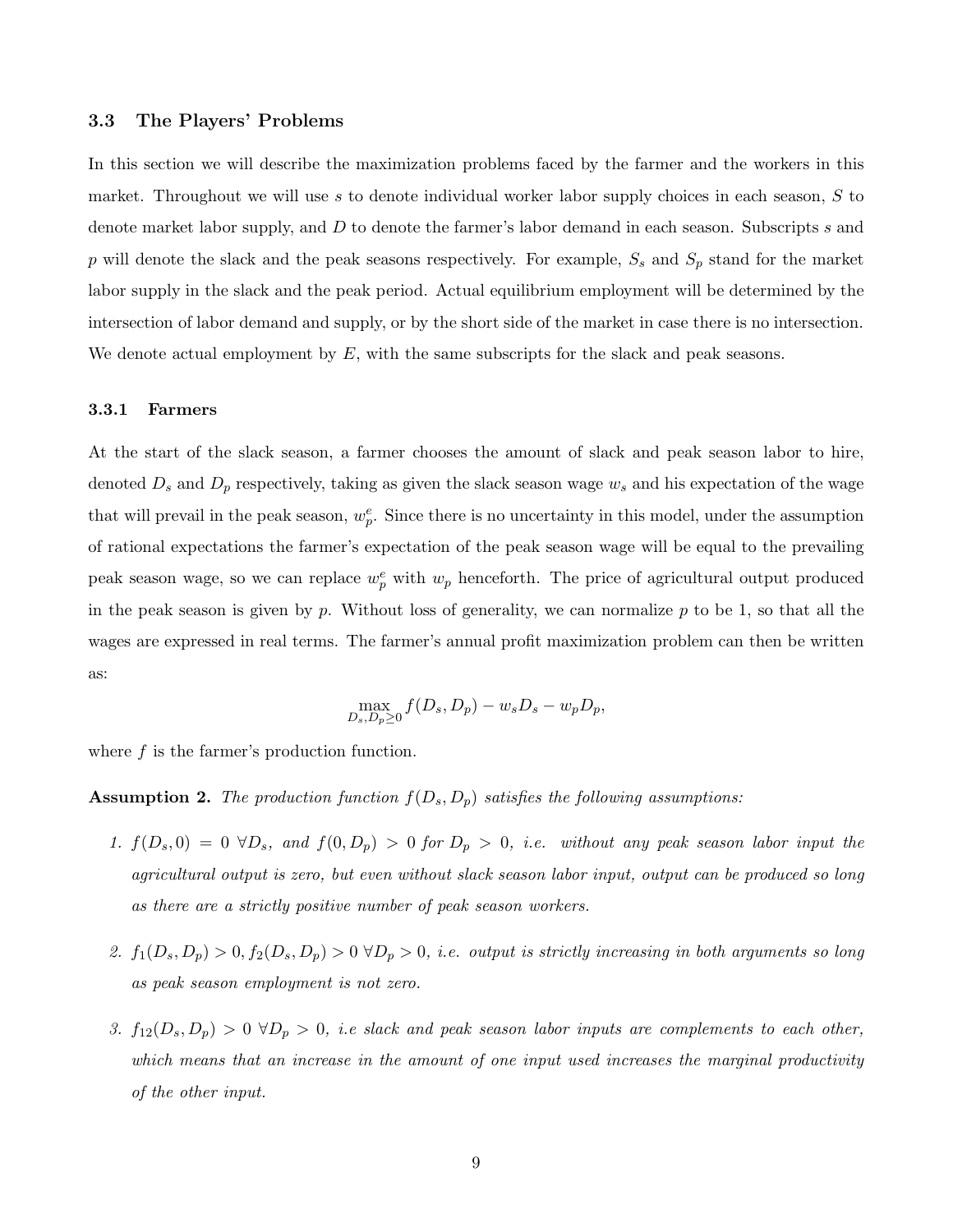### 3.3 The Players' Problems

In this section we will describe the maximization problems faced by the farmer and the workers in this market. Throughout we will use $s$ to denote individual worker labor supply choices in each season, $S$ to denote market labor supply, and $D$ to denote the farmer's labor demand in each season. Subscripts $s$ and $p$ will denote the slack and the peak seasons respectively. For example, $S_s$ and $S_p$ stand for the market labor supply in the slack and the peak period. Actual equilibrium employment will be determined by the intersection of labor demand and supply, or by the short side of the market in case there is no intersection. We denote actual employment by $E$, with the same subscripts for the slack and peak seasons.

#### 3.3.1 Farmers

At the start of the slack season, a farmer chooses the amount of slack and peak season labor to hire, denoted $D_s$ and $D_p$ respectively, taking as given the slack season wage $w_s$ and his expectation of the wage that will prevail in the peak season, $w_p^e$. Since there is no uncertainty in this model, under the assumption of rational expectations the farmer's expectation of the peak season wage will be equal to the prevailing peak season wage, so we can replace $w_p^e$ with $w_p$ henceforth. The price of agricultural output produced in the peak season is given by $p$. Without loss of generality, we can normalize $p$ to be 1, so that all the wages are expressed in real terms. The farmer's annual profit maximization problem can then be written as:

$$\max_{D_s, D_p \geq 0} f(D_s, D_p) - w_s D_s - w_p D_p,$$

where $f$ is the farmer's production function.

**Assumption 2.** *The production function $f(D_s, D_p)$ satisfies the following assumptions:*

1. $f(D_s, 0) = 0 \ \forall D_s$*, and* $f(0, D_p) > 0$ *for* $D_p > 0$*, i.e. without any peak season labor input the agricultural output is zero, but even without slack season labor input, output can be produced so long as there are a strictly positive number of peak season workers.*

2. $f_1(D_s, D_p) > 0, f_2(D_s, D_p) > 0 \ \forall D_p > 0$*, i.e. output is strictly increasing in both arguments so long as peak season employment is not zero.*

3. $f_{12}(D_s, D_p) > 0 \ \forall D_p > 0$*, i.e slack and peak season labor inputs are complements to each other, which means that an increase in the amount of one input used increases the marginal productivity of the other input.*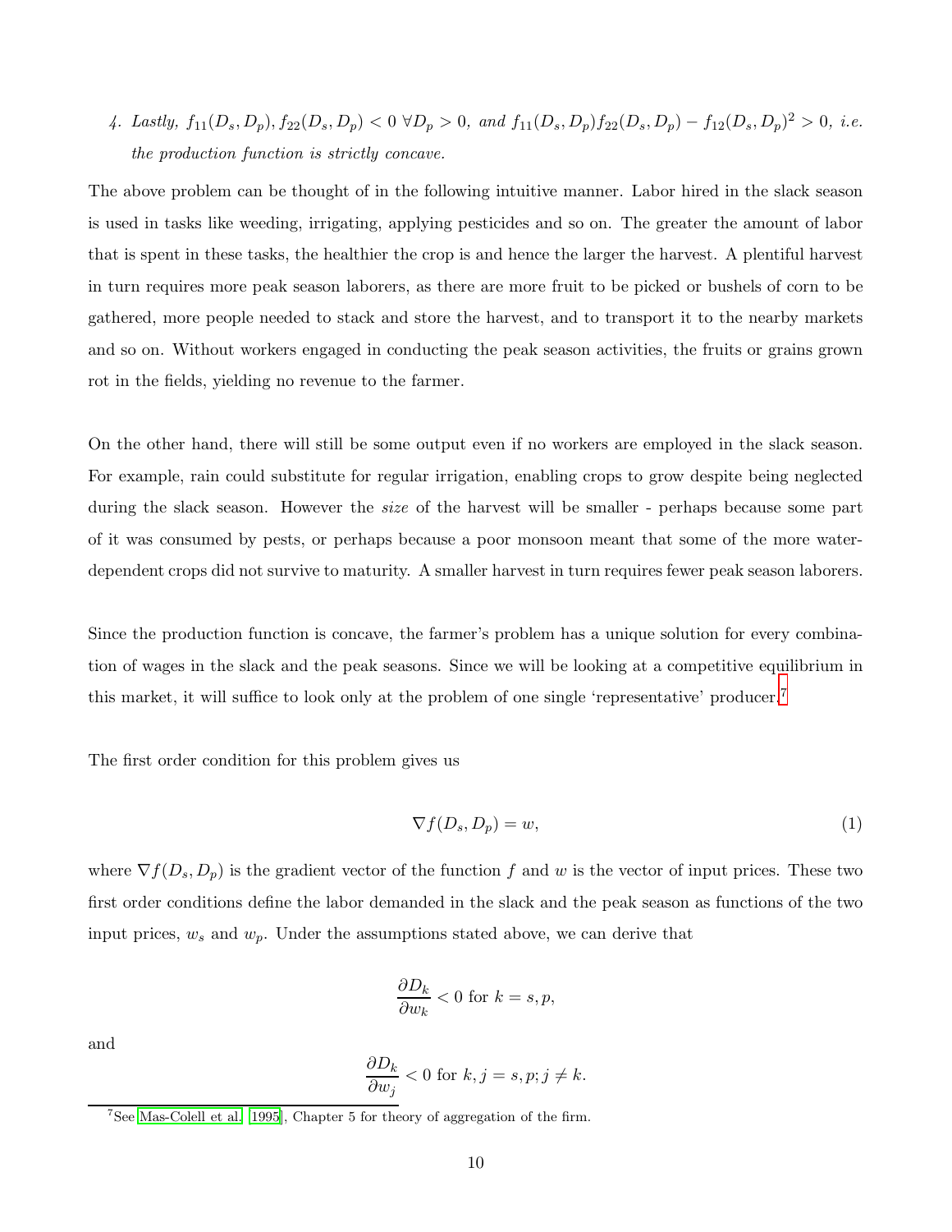4. *Lastly,* $f_{11}(D_s, D_p), f_{22}(D_s, D_p) < 0 \; \forall D_p > 0$*, and* $f_{11}(D_s, D_p)f_{22}(D_s, D_p) - f_{12}(D_s, D_p)^2 > 0$*, i.e. the production function is strictly concave.*

The above problem can be thought of in the following intuitive manner. Labor hired in the slack season is used in tasks like weeding, irrigating, applying pesticides and so on. The greater the amount of labor that is spent in these tasks, the healthier the crop is and hence the larger the harvest. A plentiful harvest in turn requires more peak season laborers, as there are more fruit to be picked or bushels of corn to be gathered, more people needed to stack and store the harvest, and to transport it to the nearby markets and so on. Without workers engaged in conducting the peak season activities, the fruits or grains grown rot in the fields, yielding no revenue to the farmer.

On the other hand, there will still be some output even if no workers are employed in the slack season. For example, rain could substitute for regular irrigation, enabling crops to grow despite being neglected during the slack season. However the *size* of the harvest will be smaller - perhaps because some part of it was consumed by pests, or perhaps because a poor monsoon meant that some of the more water-dependent crops did not survive to maturity. A smaller harvest in turn requires fewer peak season laborers.

Since the production function is concave, the farmer's problem has a unique solution for every combination of wages in the slack and the peak seasons. Since we will be looking at a competitive equilibrium in this market, it will suffice to look only at the problem of one single 'representative' producer.[7]

The first order condition for this problem gives us

$$\nabla f(D_s, D_p) = w, \tag{1}$$

where $\nabla f(D_s, D_p)$ is the gradient vector of the function $f$ and $w$ is the vector of input prices. These two first order conditions define the labor demanded in the slack and the peak season as functions of the two input prices, $w_s$ and $w_p$. Under the assumptions stated above, we can derive that

$$\frac{\partial D_k}{\partial w_k} < 0 \text{ for } k = s, p,$$

and

$$\frac{\partial D_k}{\partial w_j} < 0 \text{ for } k, j = s, p; j \neq k.$$

[7] See [Mas-Colell et al. [1995]], Chapter 5 for theory of aggregation of the firm.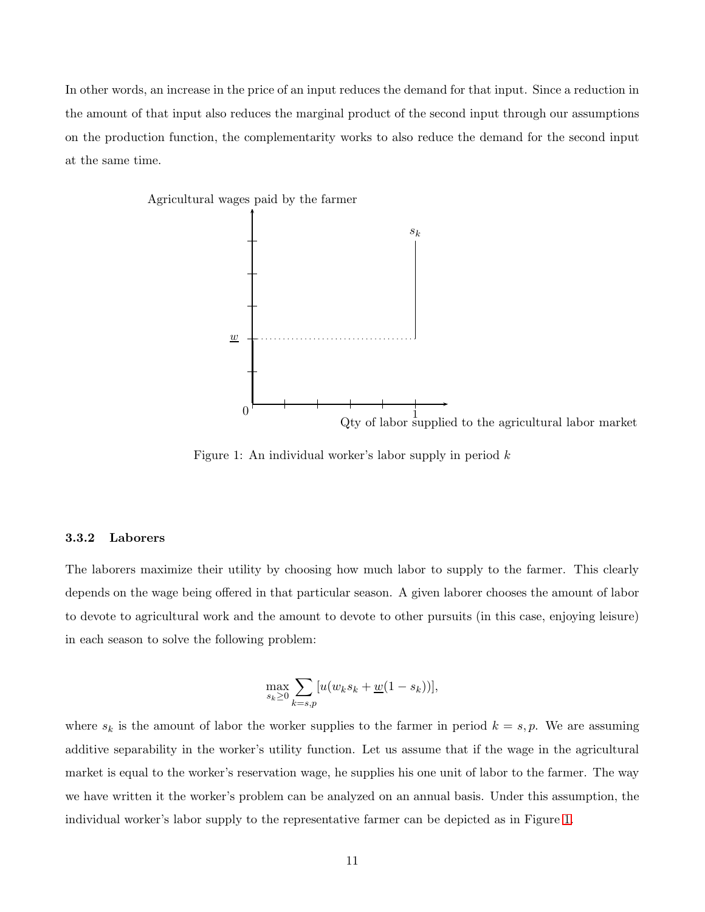In other words, an increase in the price of an input reduces the demand for that input. Since a reduction in the amount of that input also reduces the marginal product of the second input through our assumptions on the production function, the complementarity works to also reduce the demand for the second input at the same time.

Figure 1: An individual worker's labor supply in period $k$

### 3.3.2 Laborers

The laborers maximize their utility by choosing how much labor to supply to the farmer. This clearly depends on the wage being offered in that particular season. A given laborer chooses the amount of labor to devote to agricultural work and the amount to devote to other pursuits (in this case, enjoying leisure) in each season to solve the following problem:

$$\max_{s_k \geq 0} \sum_{k=s,p} [u(w_k s_k + \underline{w}(1 - s_k))],$$

where $s_k$ is the amount of labor the worker supplies to the farmer in period $k = s, p$. We are assuming additive separability in the worker's utility function. Let us assume that if the wage in the agricultural market is equal to the worker's reservation wage, he supplies his one unit of labor to the farmer. The way we have written it the worker's problem can be analyzed on an annual basis. Under this assumption, the individual worker's labor supply to the representative farmer can be depicted as in Figure 1.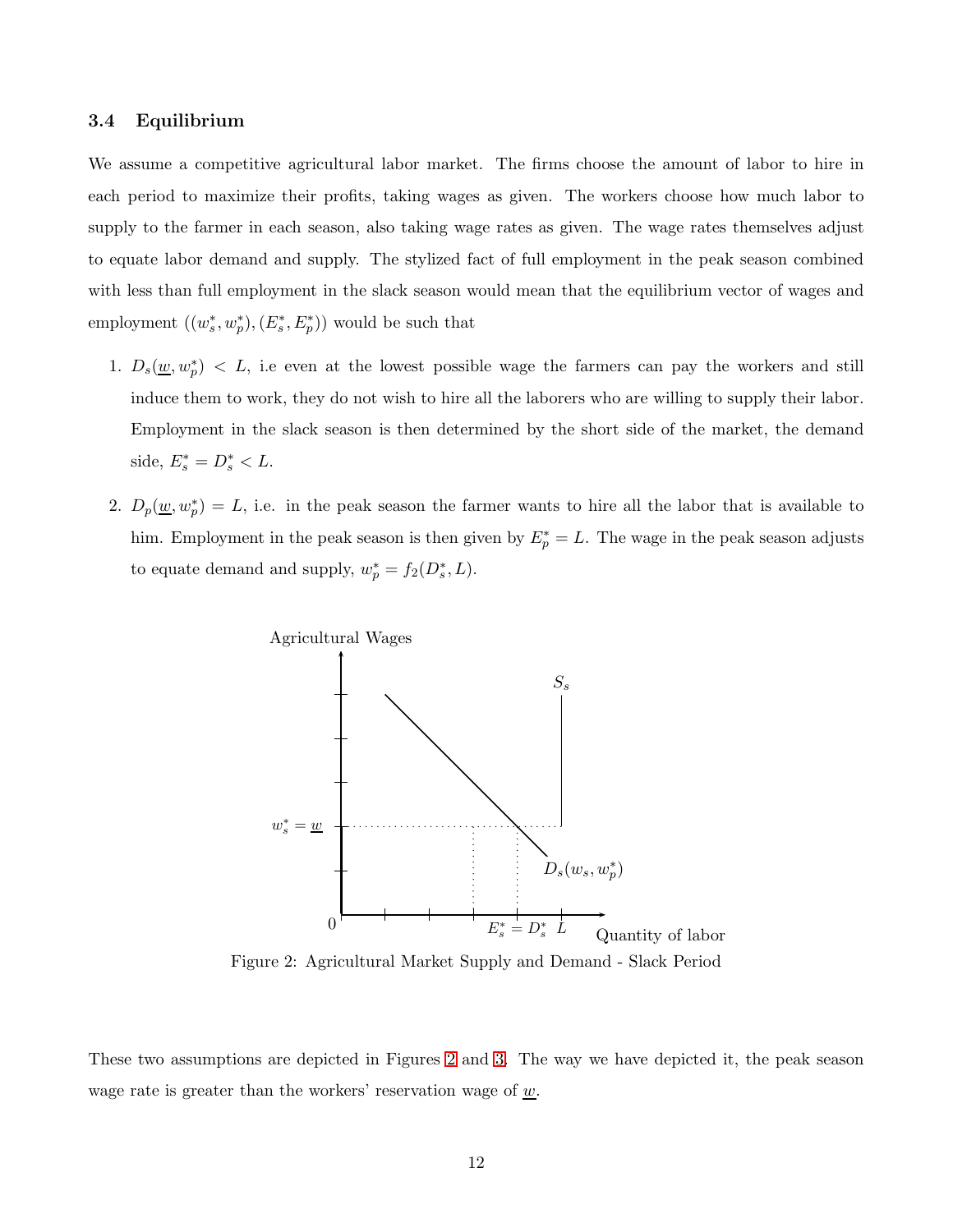### 3.4 Equilibrium

We assume a competitive agricultural labor market. The firms choose the amount of labor to hire in each period to maximize their profits, taking wages as given. The workers choose how much labor to supply to the farmer in each season, also taking wage rates as given. The wage rates themselves adjust to equate labor demand and supply. The stylized fact of full employment in the peak season combined with less than full employment in the slack season would mean that the equilibrium vector of wages and employment $((w_s^*, w_p^*), (E_s^*, E_p^*))$ would be such that

1. $D_s(\underline{w}, w_p^*) < L$, i.e even at the lowest possible wage the farmers can pay the workers and still induce them to work, they do not wish to hire all the laborers who are willing to supply their labor. Employment in the slack season is then determined by the short side of the market, the demand side, $E_s^* = D_s^* < L$.

2. $D_p(\underline{w}, w_p^*) = L$, i.e. in the peak season the farmer wants to hire all the labor that is available to him. Employment in the peak season is then given by $E_p^* = L$. The wage in the peak season adjusts to equate demand and supply, $w_p^* = f_2(D_s^*, L)$.

Figure 2: Agricultural Market Supply and Demand - Slack Period

These two assumptions are depicted in Figures 2 and 3. The way we have depicted it, the peak season wage rate is greater than the workers' reservation wage of $\underline{w}$.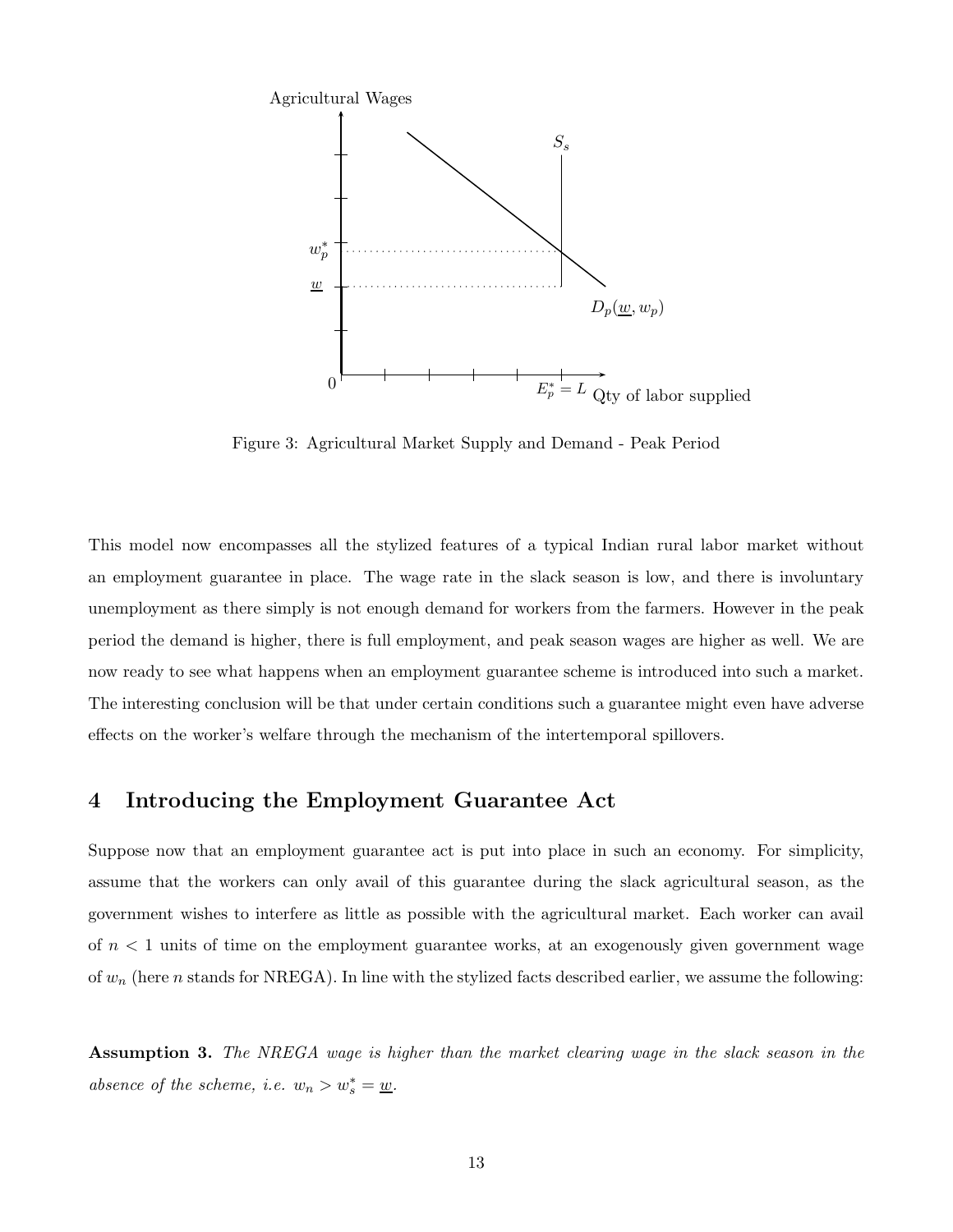Figure 3: Agricultural Market Supply and Demand - Peak Period

This model now encompasses all the stylized features of a typical Indian rural labor market without an employment guarantee in place. The wage rate in the slack season is low, and there is involuntary unemployment as there simply is not enough demand for workers from the farmers. However in the peak period the demand is higher, there is full employment, and peak season wages are higher as well. We are now ready to see what happens when an employment guarantee scheme is introduced into such a market. The interesting conclusion will be that under certain conditions such a guarantee might even have adverse effects on the worker's welfare through the mechanism of the intertemporal spillovers.

## 4 Introducing the Employment Guarantee Act

Suppose now that an employment guarantee act is put into place in such an economy. For simplicity, assume that the workers can only avail of this guarantee during the slack agricultural season, as the government wishes to interfere as little as possible with the agricultural market. Each worker can avail of $n < 1$ units of time on the employment guarantee works, at an exogenously given government wage of $w_n$ (here $n$ stands for NREGA). In line with the stylized facts described earlier, we assume the following:

**Assumption 3.** *The NREGA wage is higher than the market clearing wage in the slack season in the absence of the scheme, i.e.* $w_n > w_s^* = \underline{w}$.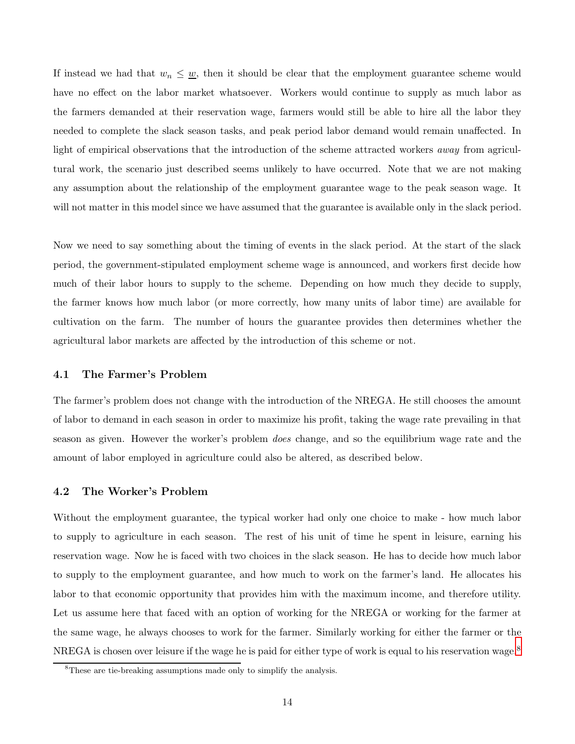If instead we had that $w_n \leq \underline{w}$, then it should be clear that the employment guarantee scheme would have no effect on the labor market whatsoever. Workers would continue to supply as much labor as the farmers demanded at their reservation wage, farmers would still be able to hire all the labor they needed to complete the slack season tasks, and peak period labor demand would remain unaffected. In light of empirical observations that the introduction of the scheme attracted workers *away* from agricultural work, the scenario just described seems unlikely to have occurred. Note that we are not making any assumption about the relationship of the employment guarantee wage to the peak season wage. It will not matter in this model since we have assumed that the guarantee is available only in the slack period.

Now we need to say something about the timing of events in the slack period. At the start of the slack period, the government-stipulated employment scheme wage is announced, and workers first decide how much of their labor hours to supply to the scheme. Depending on how much they decide to supply, the farmer knows how much labor (or more correctly, how many units of labor time) are available for cultivation on the farm. The number of hours the guarantee provides then determines whether the agricultural labor markets are affected by the introduction of this scheme or not.

### 4.1 The Farmer's Problem

The farmer's problem does not change with the introduction of the NREGA. He still chooses the amount of labor to demand in each season in order to maximize his profit, taking the wage rate prevailing in that season as given. However the worker's problem *does* change, and so the equilibrium wage rate and the amount of labor employed in agriculture could also be altered, as described below.

### 4.2 The Worker's Problem

Without the employment guarantee, the typical worker had only one choice to make - how much labor to supply to agriculture in each season. The rest of his unit of time he spent in leisure, earning his reservation wage. Now he is faced with two choices in the slack season. He has to decide how much labor to supply to the employment guarantee, and how much to work on the farmer's land. He allocates his labor to that economic opportunity that provides him with the maximum income, and therefore utility. Let us assume here that faced with an option of working for the NREGA or working for the farmer at the same wage, he always chooses to work for the farmer. Similarly working for either the farmer or the NREGA is chosen over leisure if the wage he is paid for either type of work is equal to his reservation wage.[8]

[8] These are tie-breaking assumptions made only to simplify the analysis.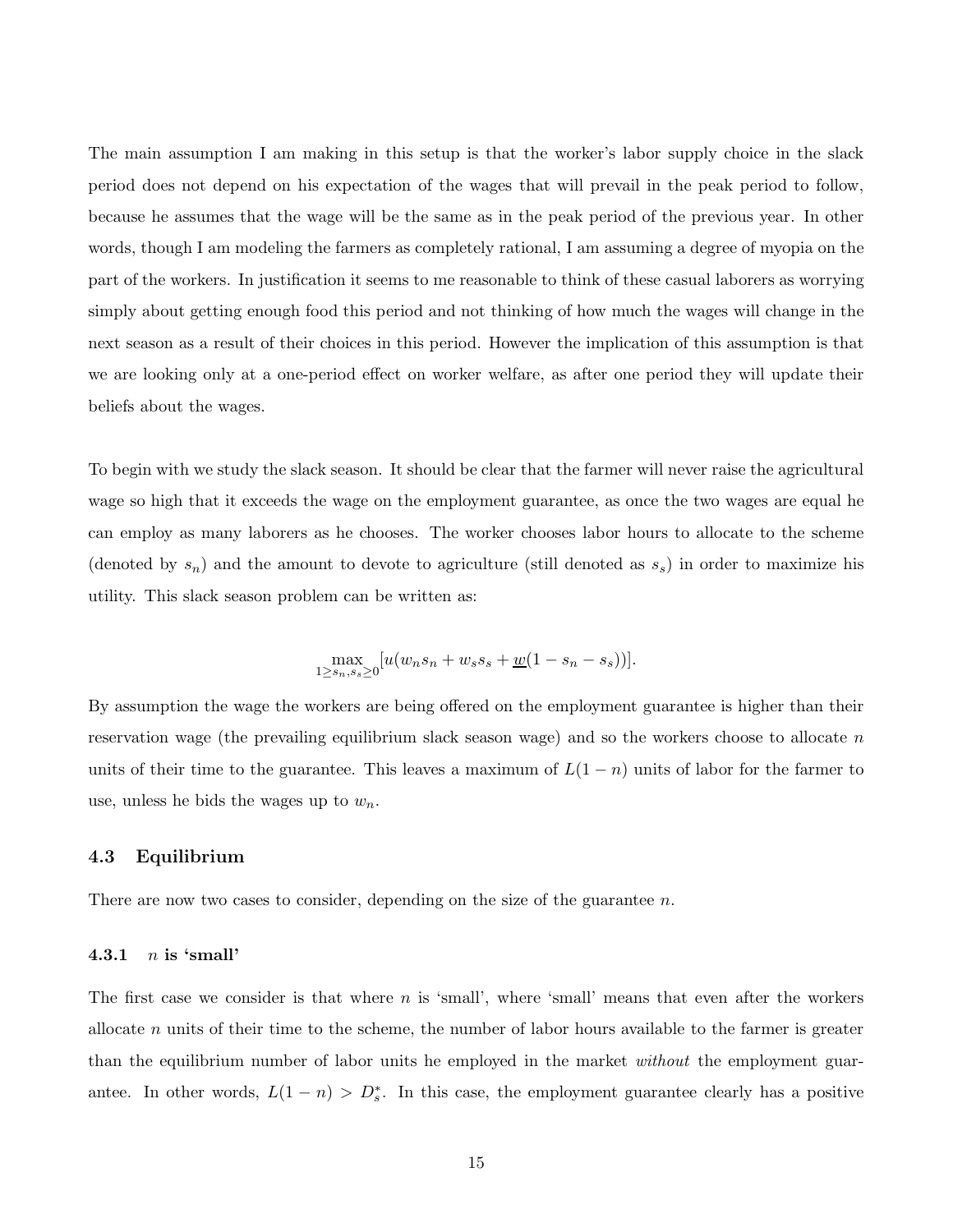The main assumption I am making in this setup is that the worker's labor supply choice in the slack period does not depend on his expectation of the wages that will prevail in the peak period to follow, because he assumes that the wage will be the same as in the peak period of the previous year. In other words, though I am modeling the farmers as completely rational, I am assuming a degree of myopia on the part of the workers. In justification it seems to me reasonable to think of these casual laborers as worrying simply about getting enough food this period and not thinking of how much the wages will change in the next season as a result of their choices in this period. However the implication of this assumption is that we are looking only at a one-period effect on worker welfare, as after one period they will update their beliefs about the wages.

To begin with we study the slack season. It should be clear that the farmer will never raise the agricultural wage so high that it exceeds the wage on the employment guarantee, as once the two wages are equal he can employ as many laborers as he chooses. The worker chooses labor hours to allocate to the scheme (denoted by $s_n$) and the amount to devote to agriculture (still denoted as $s_s$) in order to maximize his utility. This slack season problem can be written as:

$$\max_{1 \geq s_n, s_s \geq 0} [u(w_n s_n + w_s s_s + \underline{w}(1 - s_n - s_s))].$$

By assumption the wage the workers are being offered on the employment guarantee is higher than their reservation wage (the prevailing equilibrium slack season wage) and so the workers choose to allocate $n$ units of their time to the guarantee. This leaves a maximum of $L(1-n)$ units of labor for the farmer to use, unless he bids the wages up to $w_n$.

### 4.3 Equilibrium

There are now two cases to consider, depending on the size of the guarantee $n$.

#### 4.3.1 $n$ is 'small'

The first case we consider is that where $n$ is 'small', where 'small' means that even after the workers allocate $n$ units of their time to the scheme, the number of labor hours available to the farmer is greater than the equilibrium number of labor units he employed in the market *without* the employment guarantee. In other words, $L(1-n) > D_s^*$. In this case, the employment guarantee clearly has a positive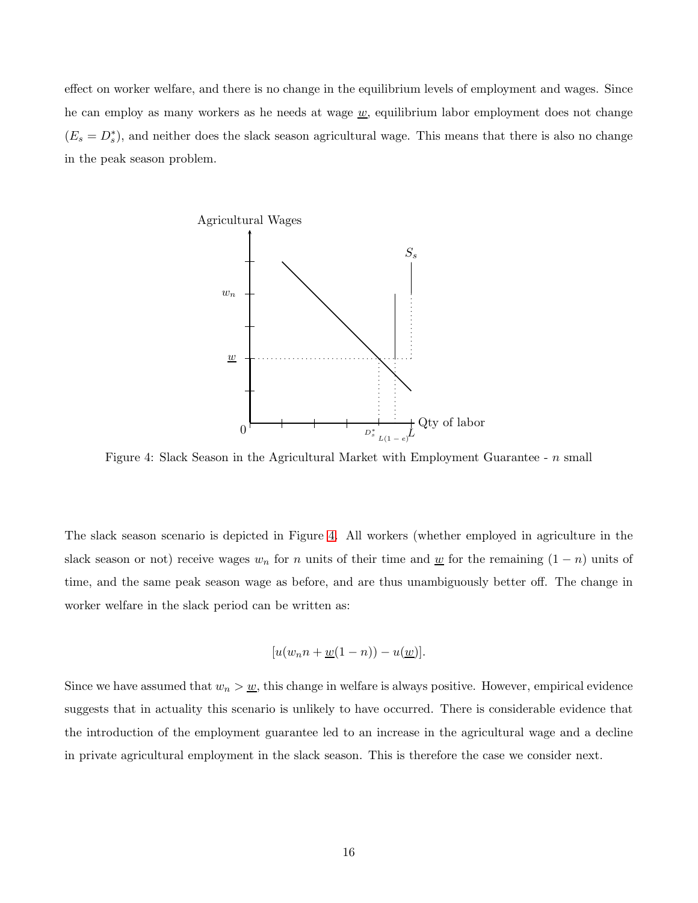effect on worker welfare, and there is no change in the equilibrium levels of employment and wages. Since he can employ as many workers as he needs at wage $\underline{w}$, equilibrium labor employment does not change ($E_s = D_s^*$), and neither does the slack season agricultural wage. This means that there is also no change in the peak season problem.

Figure 4: Slack Season in the Agricultural Market with Employment Guarantee - $n$ small

The slack season scenario is depicted in Figure 4. All workers (whether employed in agriculture in the slack season or not) receive wages $w_n$ for $n$ units of their time and $\underline{w}$ for the remaining $(1-n)$ units of time, and the same peak season wage as before, and are thus unambiguously better off. The change in worker welfare in the slack period can be written as:

$$[u(w_n n + \underline{w}(1-n)) - u(\underline{w})].$$

Since we have assumed that $w_n > \underline{w}$, this change in welfare is always positive. However, empirical evidence suggests that in actuality this scenario is unlikely to have occurred. There is considerable evidence that the introduction of the employment guarantee led to an increase in the agricultural wage and a decline in private agricultural employment in the slack season. This is therefore the case we consider next.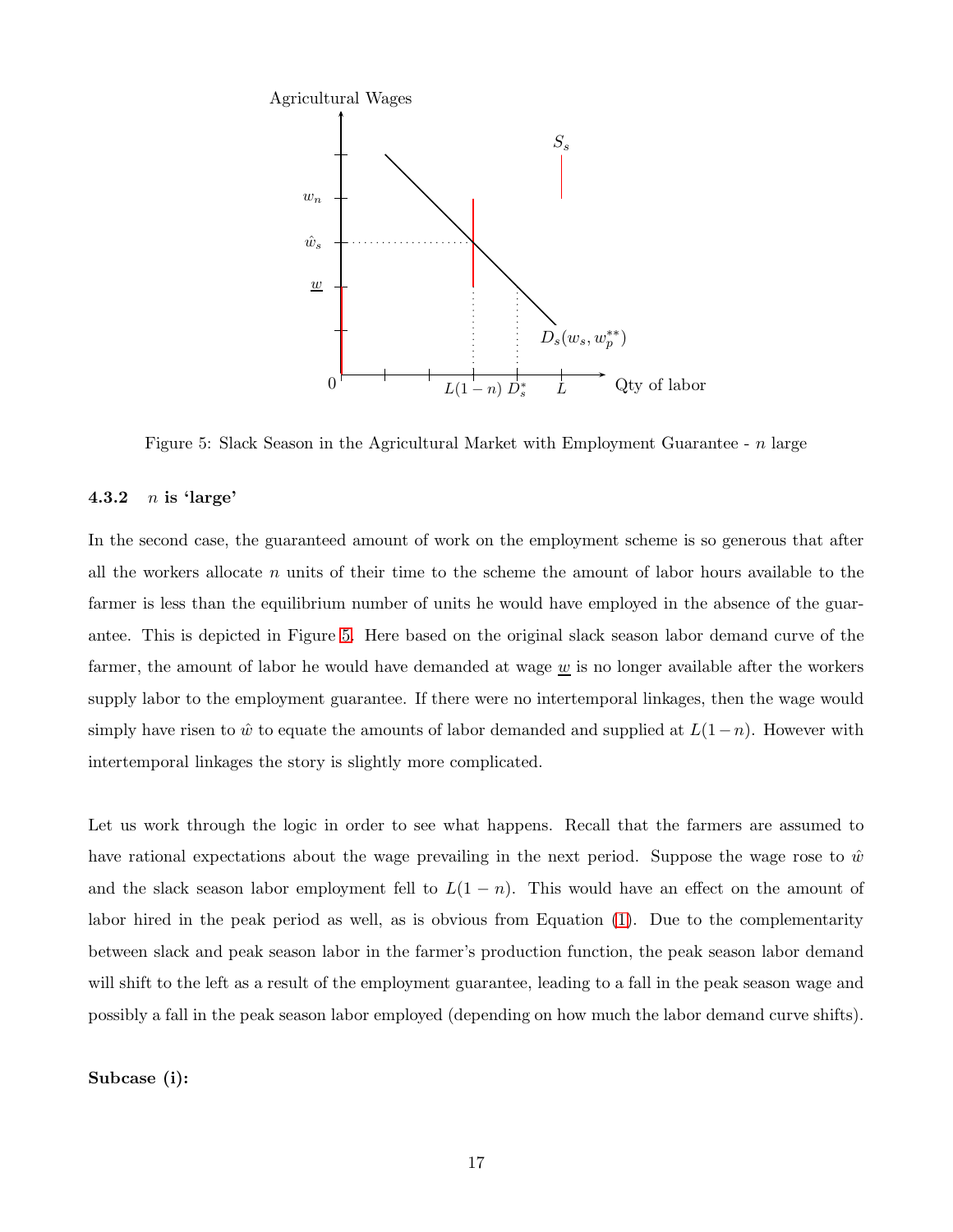Figure 5: Slack Season in the Agricultural Market with Employment Guarantee - $n$ large

### 4.3.2 $n$ is 'large'

In the second case, the guaranteed amount of work on the employment scheme is so generous that after all the workers allocate $n$ units of their time to the scheme the amount of labor hours available to the farmer is less than the equilibrium number of units he would have employed in the absence of the guarantee. This is depicted in Figure 5. Here based on the original slack season labor demand curve of the farmer, the amount of labor he would have demanded at wage $\underline{w}$ is no longer available after the workers supply labor to the employment guarantee. If there were no intertemporal linkages, then the wage would simply have risen to $\hat{w}$ to equate the amounts of labor demanded and supplied at $L(1-n)$. However with intertemporal linkages the story is slightly more complicated.

Let us work through the logic in order to see what happens. Recall that the farmers are assumed to have rational expectations about the wage prevailing in the next period. Suppose the wage rose to $\hat{w}$ and the slack season labor employment fell to $L(1-n)$. This would have an effect on the amount of labor hired in the peak period as well, as is obvious from Equation (1). Due to the complementarity between slack and peak season labor in the farmer's production function, the peak season labor demand will shift to the left as a result of the employment guarantee, leading to a fall in the peak season wage and possibly a fall in the peak season labor employed (depending on how much the labor demand curve shifts).

**Subcase (i):**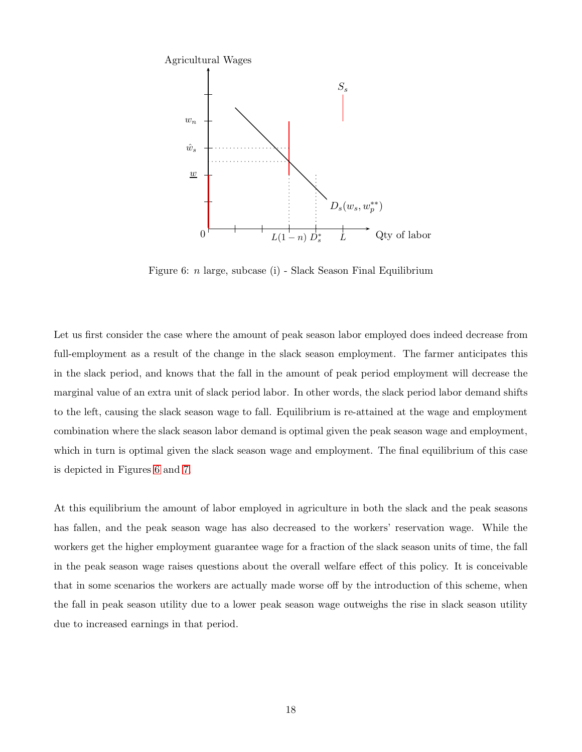Figure 6: $n$ large, subcase (i) - Slack Season Final Equilibrium

Let us first consider the case where the amount of peak season labor employed does indeed decrease from full-employment as a result of the change in the slack season employment. The farmer anticipates this in the slack period, and knows that the fall in the amount of peak period employment will decrease the marginal value of an extra unit of slack period labor. In other words, the slack period labor demand shifts to the left, causing the slack season wage to fall. Equilibrium is re-attained at the wage and employment combination where the slack season labor demand is optimal given the peak season wage and employment, which in turn is optimal given the slack season wage and employment. The final equilibrium of this case is depicted in Figures 6 and 7.

At this equilibrium the amount of labor employed in agriculture in both the slack and the peak seasons has fallen, and the peak season wage has also decreased to the workers' reservation wage. While the workers get the higher employment guarantee wage for a fraction of the slack season units of time, the fall in the peak season wage raises questions about the overall welfare effect of this policy. It is conceivable that in some scenarios the workers are actually made worse off by the introduction of this scheme, when the fall in peak season utility due to a lower peak season wage outweighs the rise in slack season utility due to increased earnings in that period.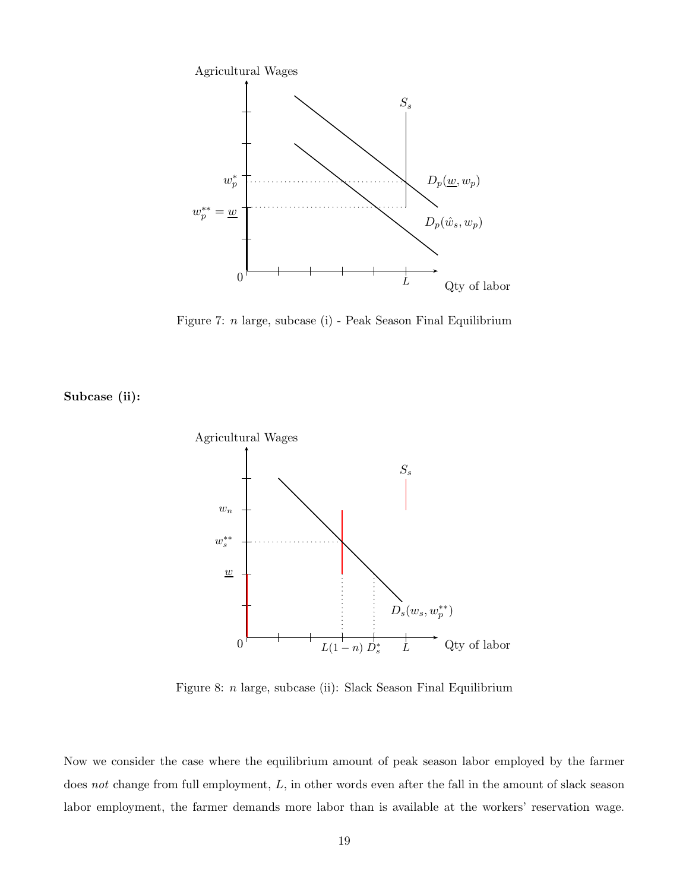Figure 7: $n$ large, subcase (i) - Peak Season Final Equilibrium

**Subcase (ii):**

Figure 8: $n$ large, subcase (ii): Slack Season Final Equilibrium

Now we consider the case where the equilibrium amount of peak season labor employed by the farmer does *not* change from full employment, $L$, in other words even after the fall in the amount of slack season labor employment, the farmer demands more labor than is available at the workers' reservation wage.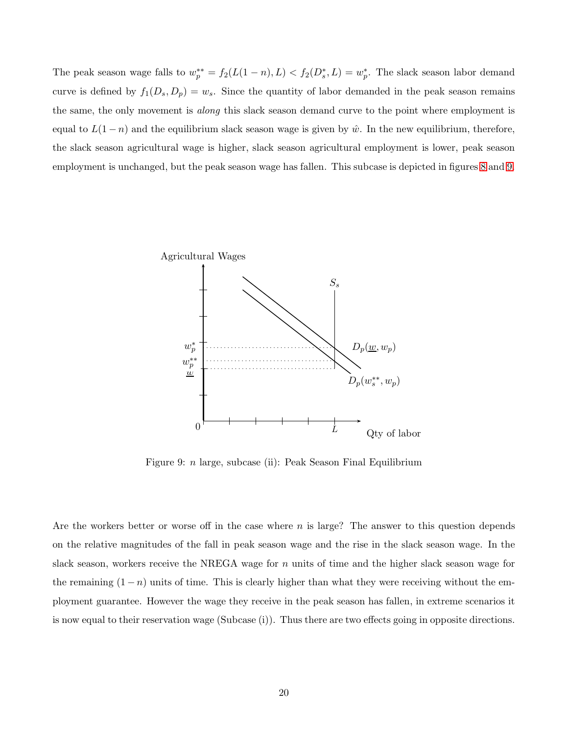The peak season wage falls to $w_p^{**} = f_2(L(1-n), L) < f_2(D_s^*, L) = w_p^*$. The slack season labor demand curve is defined by $f_1(D_s, D_p) = w_s$. Since the quantity of labor demanded in the peak season remains the same, the only movement is *along* this slack season demand curve to the point where employment is equal to $L(1-n)$ and the equilibrium slack season wage is given by $\hat{w}$. In the new equilibrium, therefore, the slack season agricultural wage is higher, slack season agricultural employment is lower, peak season employment is unchanged, but the peak season wage has fallen. This subcase is depicted in figures 8 and 9.

Figure 9: $n$ large, subcase (ii): Peak Season Final Equilibrium

Are the workers better or worse off in the case where $n$ is large? The answer to this question depends on the relative magnitudes of the fall in peak season wage and the rise in the slack season wage. In the slack season, workers receive the NREGA wage for $n$ units of time and the higher slack season wage for the remaining $(1-n)$ units of time. This is clearly higher than what they were receiving without the employment guarantee. However the wage they receive in the peak season has fallen, in extreme scenarios it is now equal to their reservation wage (Subcase (i)). Thus there are two effects going in opposite directions.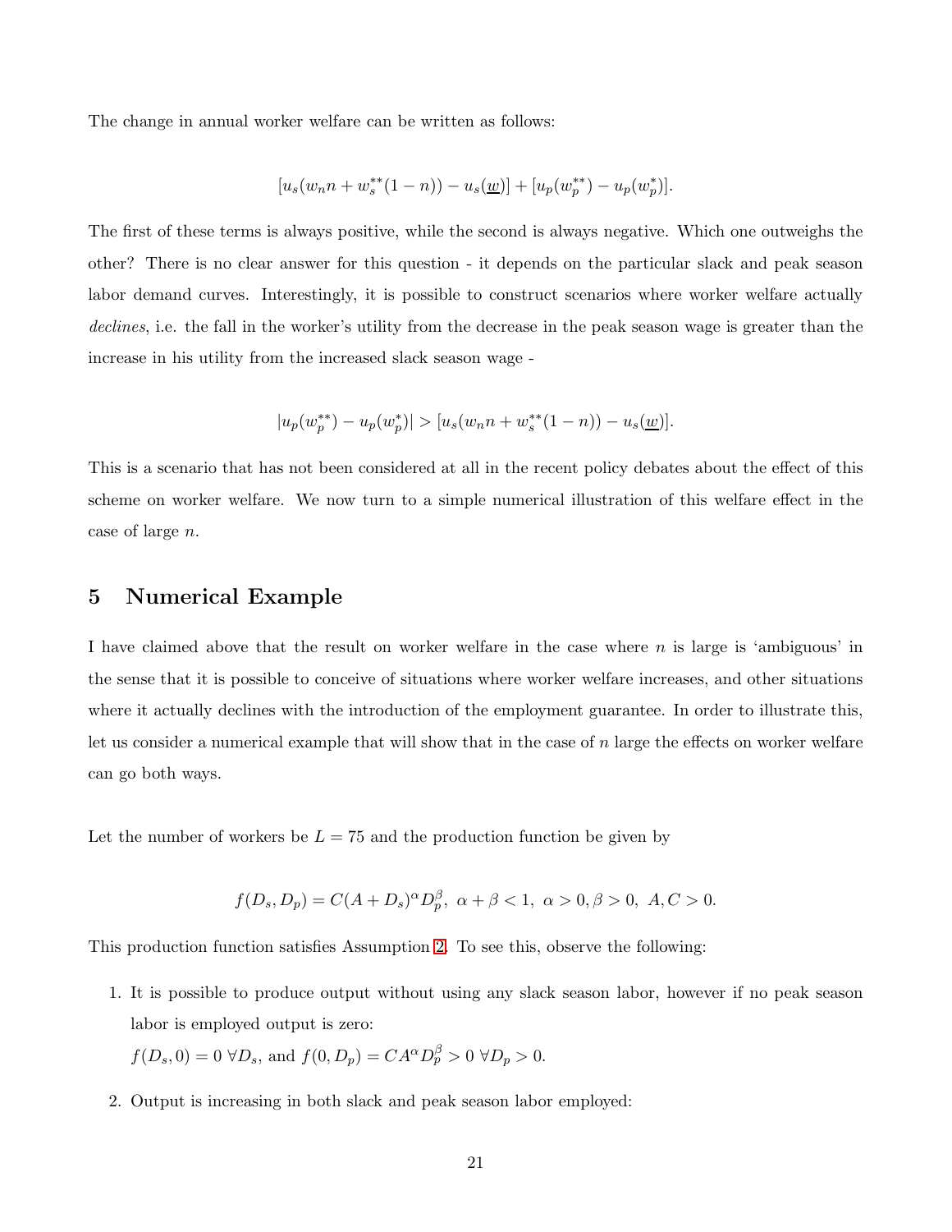The change in annual worker welfare can be written as follows:

$$[u_s(w_n n + w_s^{**}(1-n)) - u_s(\underline{w})] + [u_p(w_p^{**}) - u_p(w_p^*)].$$

The first of these terms is always positive, while the second is always negative. Which one outweighs the other? There is no clear answer for this question - it depends on the particular slack and peak season labor demand curves. Interestingly, it is possible to construct scenarios where worker welfare actually *declines*, i.e. the fall in the worker's utility from the decrease in the peak season wage is greater than the increase in his utility from the increased slack season wage -

$$|u_p(w_p^{**}) - u_p(w_p^*)| > [u_s(w_n n + w_s^{**}(1-n)) - u_s(\underline{w})].$$

This is a scenario that has not been considered at all in the recent policy debates about the effect of this scheme on worker welfare. We now turn to a simple numerical illustration of this welfare effect in the case of large $n$.

# 5 Numerical Example

I have claimed above that the result on worker welfare in the case where $n$ is large is 'ambiguous' in the sense that it is possible to conceive of situations where worker welfare increases, and other situations where it actually declines with the introduction of the employment guarantee. In order to illustrate this, let us consider a numerical example that will show that in the case of $n$ large the effects on worker welfare can go both ways.

Let the number of workers be $L = 75$ and the production function be given by

$$f(D_s, D_p) = C(A + D_s)^{\alpha} D_p^{\beta}, \ \alpha + \beta < 1, \ \alpha > 0, \beta > 0, \ A, C > 0.$$

This production function satisfies Assumption 2. To see this, observe the following:

1. It is possible to produce output without using any slack season labor, however if no peak season labor is employed output is zero:
   $f(D_s, 0) = 0 \ \forall D_s$, and $f(0, D_p) = CA^{\alpha} D_p^{\beta} > 0 \ \forall D_p > 0$.
2. Output is increasing in both slack and peak season labor employed: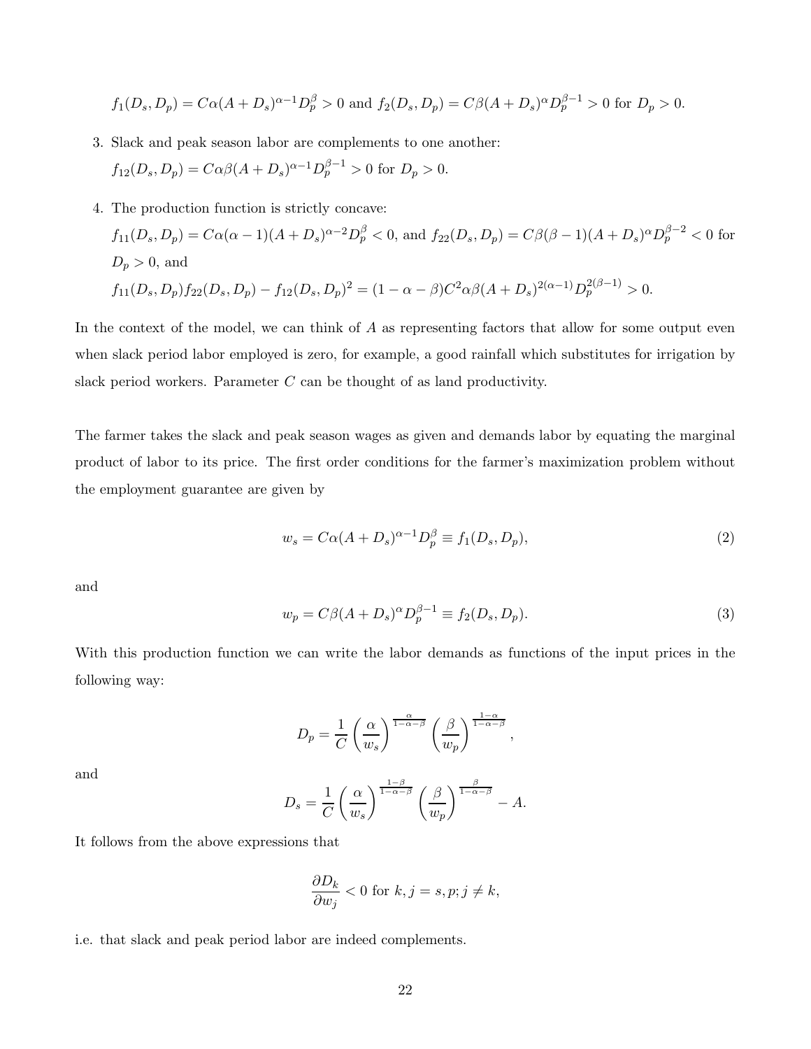$f_1(D_s, D_p) = C\alpha(A + D_s)^{\alpha-1}D_p^{\beta} > 0$ and $f_2(D_s, D_p) = C\beta(A + D_s)^{\alpha}D_p^{\beta-1} > 0$ for $D_p > 0$.

3. Slack and peak season labor are complements to one another:
   $f_{12}(D_s, D_p) = C\alpha\beta(A + D_s)^{\alpha-1}D_p^{\beta-1} > 0$ for $D_p > 0$.

4. The production function is strictly concave:
   $f_{11}(D_s, D_p) = C\alpha(\alpha - 1)(A + D_s)^{\alpha-2}D_p^{\beta} < 0$, and $f_{22}(D_s, D_p) = C\beta(\beta - 1)(A + D_s)^{\alpha}D_p^{\beta-2} < 0$ for $D_p > 0$, and
   $f_{11}(D_s, D_p)f_{22}(D_s, D_p) - f_{12}(D_s, D_p)^2 = (1 - \alpha - \beta)C^2\alpha\beta(A + D_s)^{2(\alpha-1)}D_p^{2(\beta-1)} > 0$.

In the context of the model, we can think of $A$ as representing factors that allow for some output even when slack period labor employed is zero, for example, a good rainfall which substitutes for irrigation by slack period workers. Parameter $C$ can be thought of as land productivity.

The farmer takes the slack and peak season wages as given and demands labor by equating the marginal product of labor to its price. The first order conditions for the farmer's maximization problem without the employment guarantee are given by

$$w_s = C\alpha(A + D_s)^{\alpha-1}D_p^{\beta} \equiv f_1(D_s, D_p), \tag{2}$$

and

$$w_p = C\beta(A + D_s)^{\alpha}D_p^{\beta-1} \equiv f_2(D_s, D_p). \tag{3}$$

With this production function we can write the labor demands as functions of the input prices in the following way:

$$D_p = \frac{1}{C}\left(\frac{\alpha}{w_s}\right)^{\frac{\alpha}{1-\alpha-\beta}}\left(\frac{\beta}{w_p}\right)^{\frac{1-\alpha}{1-\alpha-\beta}},$$

and

$$D_s = \frac{1}{C}\left(\frac{\alpha}{w_s}\right)^{\frac{1-\beta}{1-\alpha-\beta}}\left(\frac{\beta}{w_p}\right)^{\frac{\beta}{1-\alpha-\beta}} - A.$$

It follows from the above expressions that

$$\frac{\partial D_k}{\partial w_j} < 0 \text{ for } k, j = s, p; j \neq k,$$

i.e. that slack and peak period labor are indeed complements.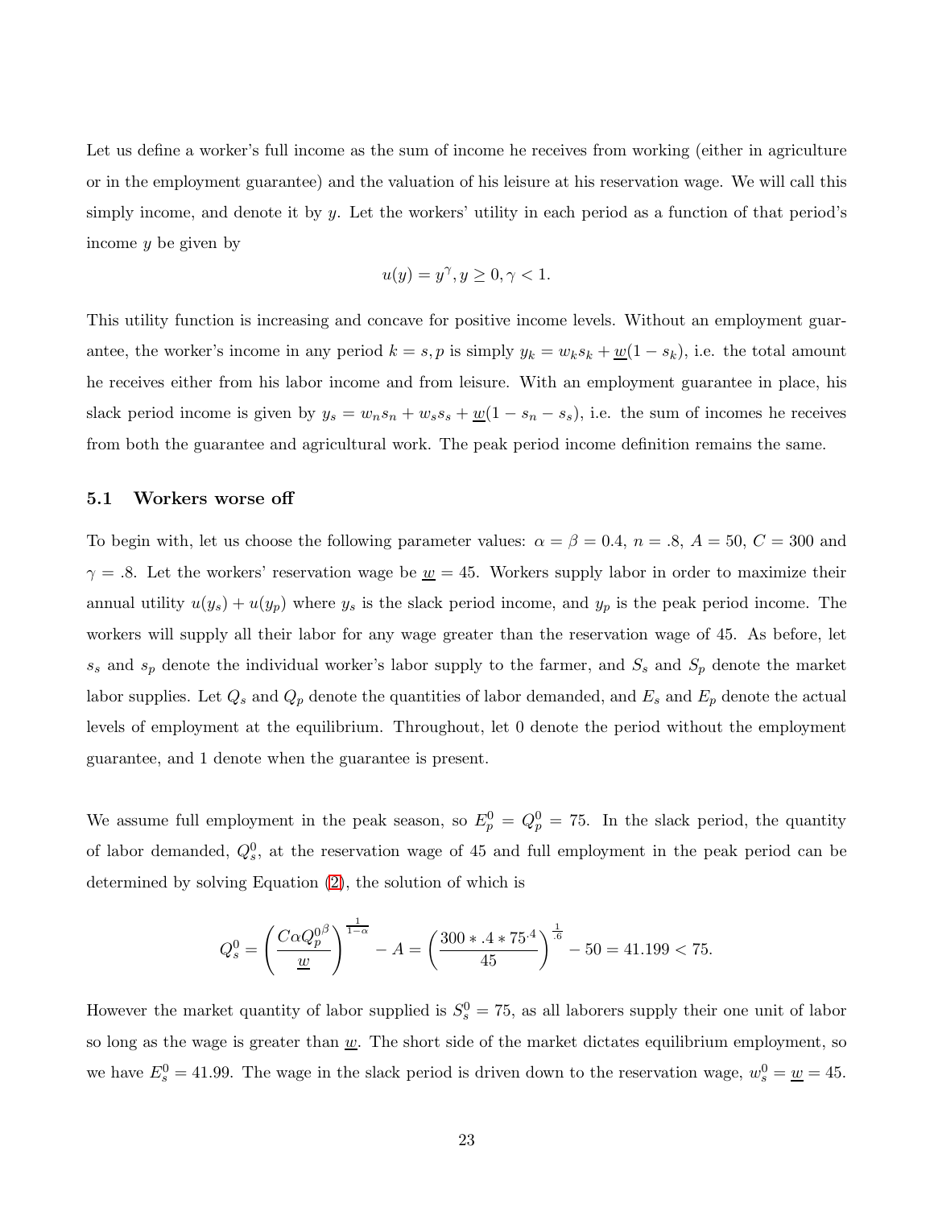Let us define a worker's full income as the sum of income he receives from working (either in agriculture or in the employment guarantee) and the valuation of his leisure at his reservation wage. We will call this simply income, and denote it by $y$. Let the workers' utility in each period as a function of that period's income $y$ be given by

$$u(y) = y^{\gamma}, y \geq 0, \gamma < 1.$$

This utility function is increasing and concave for positive income levels. Without an employment guarantee, the worker's income in any period $k = s, p$ is simply $y_k = w_k s_k + \underline{w}(1 - s_k)$, i.e. the total amount he receives either from his labor income and from leisure. With an employment guarantee in place, his slack period income is given by $y_s = w_n s_n + w_s s_s + \underline{w}(1 - s_n - s_s)$, i.e. the sum of incomes he receives from both the guarantee and agricultural work. The peak period income definition remains the same.

### 5.1 Workers worse off

To begin with, let us choose the following parameter values: $\alpha = \beta = 0.4$, $n = .8$, $A = 50$, $C = 300$ and $\gamma = .8$. Let the workers' reservation wage be $\underline{w} = 45$. Workers supply labor in order to maximize their annual utility $u(y_s) + u(y_p)$ where $y_s$ is the slack period income, and $y_p$ is the peak period income. The workers will supply all their labor for any wage greater than the reservation wage of 45. As before, let $s_s$ and $s_p$ denote the individual worker's labor supply to the farmer, and $S_s$ and $S_p$ denote the market labor supplies. Let $Q_s$ and $Q_p$ denote the quantities of labor demanded, and $E_s$ and $E_p$ denote the actual levels of employment at the equilibrium. Throughout, let 0 denote the period without the employment guarantee, and 1 denote when the guarantee is present.

We assume full employment in the peak season, so $E_p^0 = Q_p^0 = 75$. In the slack period, the quantity of labor demanded, $Q_s^0$, at the reservation wage of 45 and full employment in the peak period can be determined by solving Equation (2), the solution of which is

$$Q_s^0 = \left( \frac{C\alpha Q_p^{0\beta}}{\underline{w}} \right)^{\frac{1}{1-\alpha}} - A = \left( \frac{300 * .4 * 75^{.4}}{45} \right)^{\frac{1}{.6}} - 50 = 41.199 < 75.$$

However the market quantity of labor supplied is $S_s^0 = 75$, as all laborers supply their one unit of labor so long as the wage is greater than $\underline{w}$. The short side of the market dictates equilibrium employment, so we have $E_s^0 = 41.99$. The wage in the slack period is driven down to the reservation wage, $w_s^0 = \underline{w} = 45$.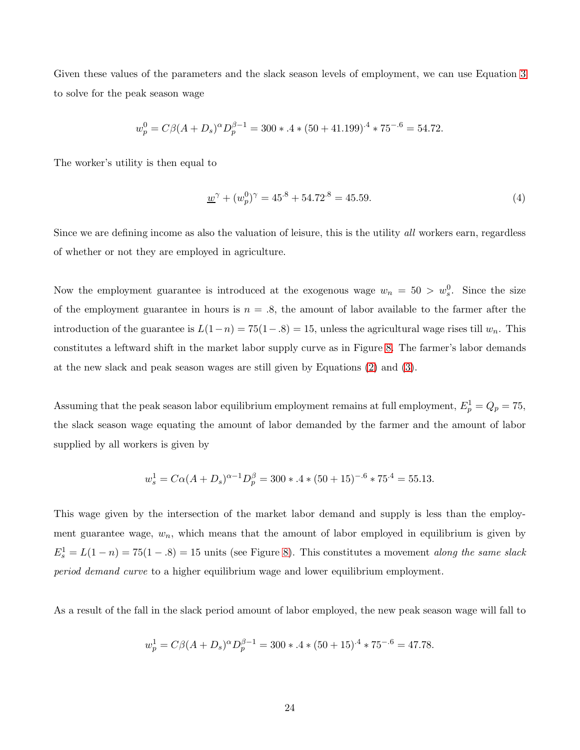Given these values of the parameters and the slack season levels of employment, we can use Equation 3 to solve for the peak season wage

$$w_p^0 = C\beta(A + D_s)^\alpha D_p^{\beta-1} = 300 * .4 * (50 + 41.199)^{.4} * 75^{-.6} = 54.72.$$

The worker's utility is then equal to

$$\underline{w}^\gamma + (w_p^0)^\gamma = 45^{.8} + 54.72^{.8} = 45.59. \tag{4}$$

Since we are defining income as also the valuation of leisure, this is the utility *all* workers earn, regardless of whether or not they are employed in agriculture.

Now the employment guarantee is introduced at the exogenous wage $w_n = 50 > w_s^0$. Since the size of the employment guarantee in hours is $n = .8$, the amount of labor available to the farmer after the introduction of the guarantee is $L(1-n) = 75(1-.8) = 15$, unless the agricultural wage rises till $w_n$. This constitutes a leftward shift in the market labor supply curve as in Figure 8. The farmer's labor demands at the new slack and peak season wages are still given by Equations (2) and (3).

Assuming that the peak season labor equilibrium employment remains at full employment, $E_p^1 = Q_p = 75$, the slack season wage equating the amount of labor demanded by the farmer and the amount of labor supplied by all workers is given by

$$w_s^1 = C\alpha(A + D_s)^{\alpha-1} D_p^\beta = 300 * .4 * (50 + 15)^{-.6} * 75^{.4} = 55.13.$$

This wage given by the intersection of the market labor demand and supply is less than the employment guarantee wage, $w_n$, which means that the amount of labor employed in equilibrium is given by $E_s^1 = L(1-n) = 75(1-.8) = 15$ units (see Figure 8). This constitutes a movement *along the same slack period demand curve* to a higher equilibrium wage and lower equilibrium employment.

As a result of the fall in the slack period amount of labor employed, the new peak season wage will fall to

$$w_p^1 = C\beta(A + D_s)^\alpha D_p^{\beta-1} = 300 * .4 * (50 + 15)^{.4} * 75^{-.6} = 47.78.$$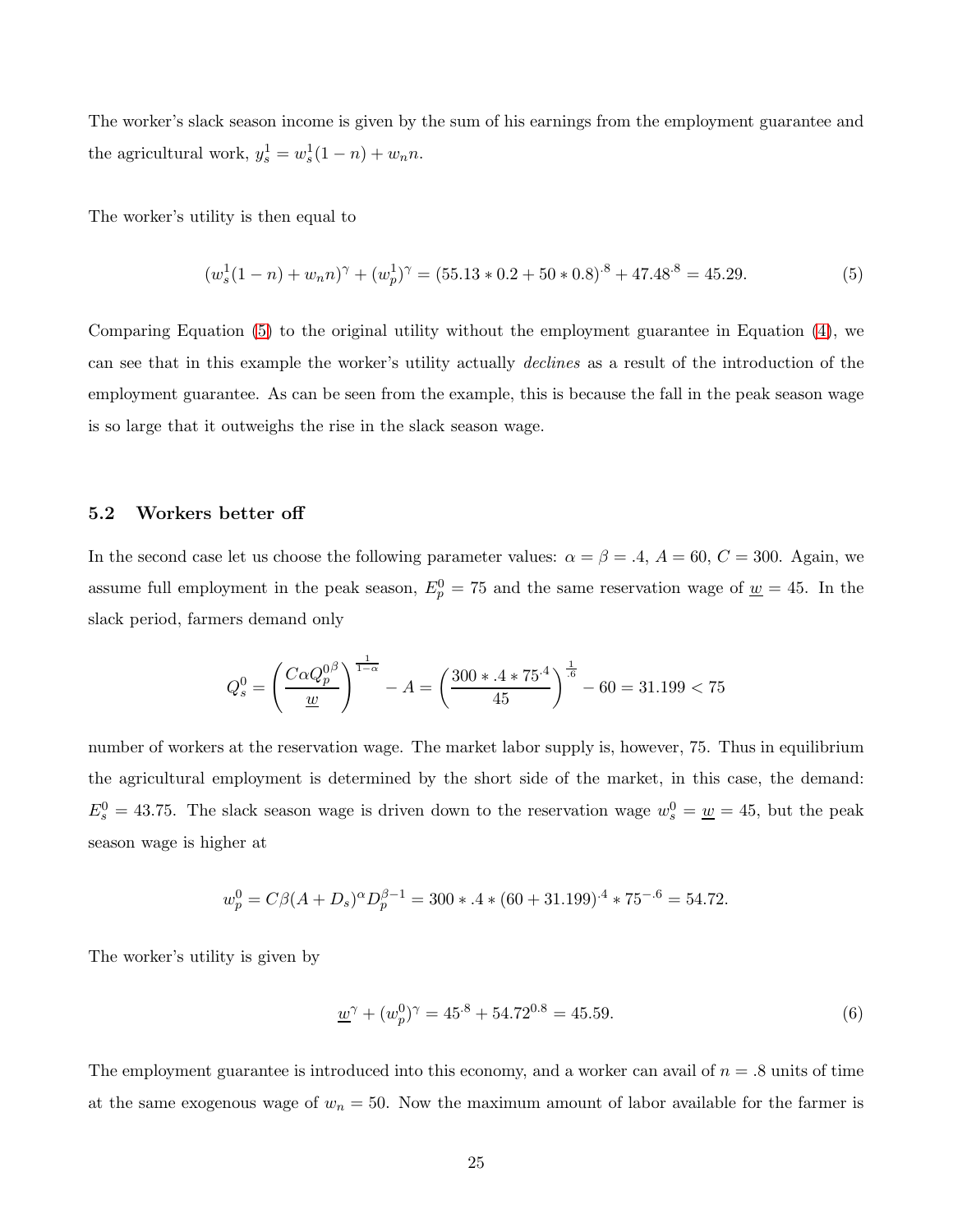The worker's slack season income is given by the sum of his earnings from the employment guarantee and the agricultural work, $y_s^1 = w_s^1(1-n) + w_n n$.

The worker's utility is then equal to

$$(w_s^1(1-n) + w_n n)^\gamma + (w_p^1)^\gamma = (55.13 * 0.2 + 50 * 0.8)^{.8} + 47.48^{.8} = 45.29. \tag{5}$$

Comparing Equation (5) to the original utility without the employment guarantee in Equation (4), we can see that in this example the worker's utility actually *declines* as a result of the introduction of the employment guarantee. As can be seen from the example, this is because the fall in the peak season wage is so large that it outweighs the rise in the slack season wage.

### 5.2 Workers better off

In the second case let us choose the following parameter values: $\alpha = \beta = .4$, $A = 60$, $C = 300$. Again, we assume full employment in the peak season, $E_p^0 = 75$ and the same reservation wage of $\underline{w} = 45$. In the slack period, farmers demand only

$$Q_s^0 = \left(\frac{C\alpha Q_p^{0\beta}}{\underline{w}}\right)^{\frac{1}{1-\alpha}} - A = \left(\frac{300 * .4 * 75^{.4}}{45}\right)^{\frac{1}{.6}} - 60 = 31.199 < 75$$

number of workers at the reservation wage. The market labor supply is, however, 75. Thus in equilibrium the agricultural employment is determined by the short side of the market, in this case, the demand: $E_s^0 = 43.75$. The slack season wage is driven down to the reservation wage $w_s^0 = \underline{w} = 45$, but the peak season wage is higher at

$$w_p^0 = C\beta(A + D_s)^\alpha D_p^{\beta - 1} = 300 * .4 * (60 + 31.199)^{.4} * 75^{-.6} = 54.72.$$

The worker's utility is given by

$$\underline{w}^\gamma + (w_p^0)^\gamma = 45^{.8} + 54.72^{0.8} = 45.59. \tag{6}$$

The employment guarantee is introduced into this economy, and a worker can avail of $n = .8$ units of time at the same exogenous wage of $w_n = 50$. Now the maximum amount of labor available for the farmer is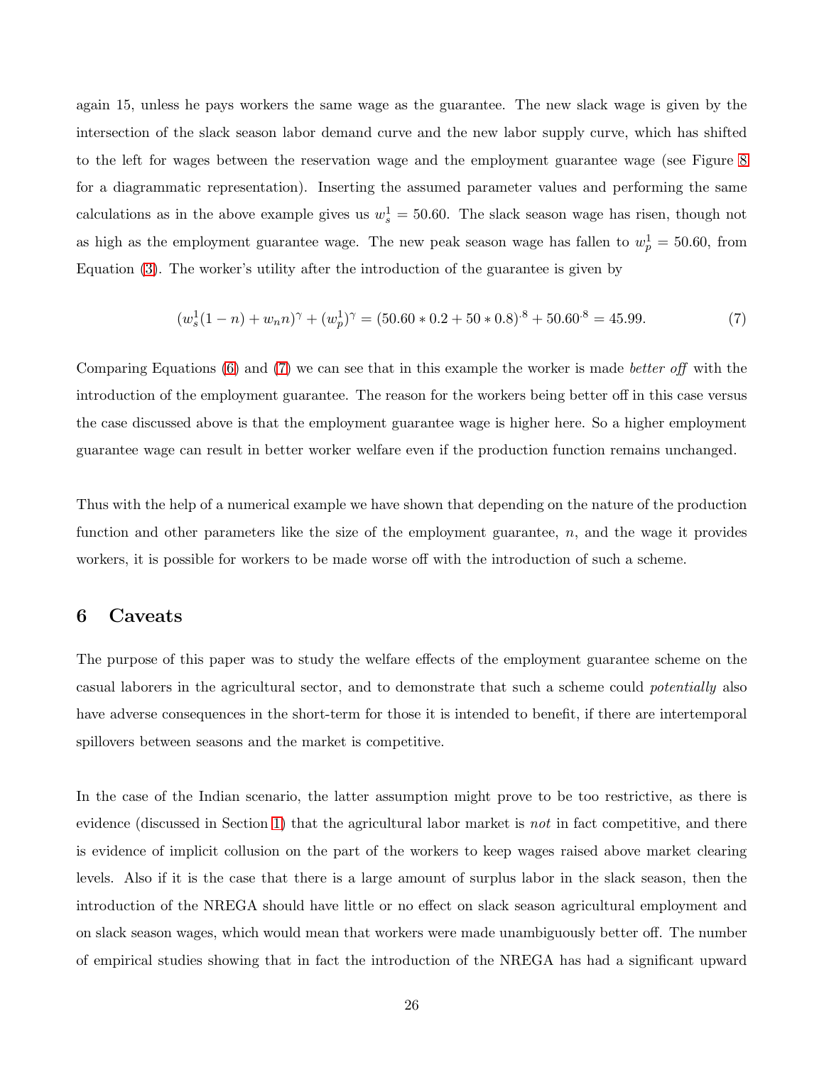again 15, unless he pays workers the same wage as the guarantee. The new slack wage is given by the intersection of the slack season labor demand curve and the new labor supply curve, which has shifted to the left for wages between the reservation wage and the employment guarantee wage (see Figure 8 for a diagrammatic representation). Inserting the assumed parameter values and performing the same calculations as in the above example gives us $w_s^1 = 50.60$. The slack season wage has risen, though not as high as the employment guarantee wage. The new peak season wage has fallen to $w_p^1 = 50.60$, from Equation (3). The worker's utility after the introduction of the guarantee is given by

$$(w_s^1(1-n) + w_n n)^\gamma + (w_p^1)^\gamma = (50.60 * 0.2 + 50 * 0.8)^{.8} + 50.60^{.8} = 45.99. \tag{7}$$

Comparing Equations (6) and (7) we can see that in this example the worker is made *better off* with the introduction of the employment guarantee. The reason for the workers being better off in this case versus the case discussed above is that the employment guarantee wage is higher here. So a higher employment guarantee wage can result in better worker welfare even if the production function remains unchanged.

Thus with the help of a numerical example we have shown that depending on the nature of the production function and other parameters like the size of the employment guarantee, $n$, and the wage it provides workers, it is possible for workers to be made worse off with the introduction of such a scheme.

## 6 Caveats

The purpose of this paper was to study the welfare effects of the employment guarantee scheme on the casual laborers in the agricultural sector, and to demonstrate that such a scheme could *potentially* also have adverse consequences in the short-term for those it is intended to benefit, if there are intertemporal spillovers between seasons and the market is competitive.

In the case of the Indian scenario, the latter assumption might prove to be too restrictive, as there is evidence (discussed in Section 1) that the agricultural labor market is *not* in fact competitive, and there is evidence of implicit collusion on the part of the workers to keep wages raised above market clearing levels. Also if it is the case that there is a large amount of surplus labor in the slack season, then the introduction of the NREGA should have little or no effect on slack season agricultural employment and on slack season wages, which would mean that workers were made unambiguously better off. The number of empirical studies showing that in fact the introduction of the NREGA has had a significant upward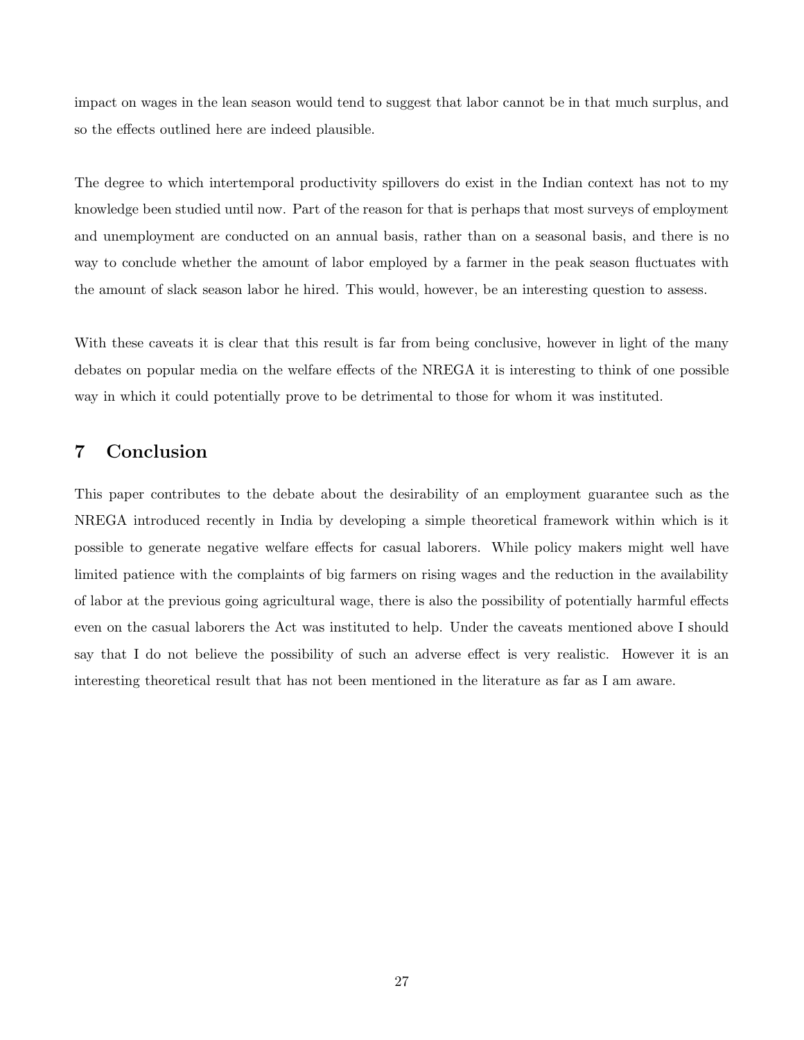impact on wages in the lean season would tend to suggest that labor cannot be in that much surplus, and so the effects outlined here are indeed plausible.

The degree to which intertemporal productivity spillovers do exist in the Indian context has not to my knowledge been studied until now. Part of the reason for that is perhaps that most surveys of employment and unemployment are conducted on an annual basis, rather than on a seasonal basis, and there is no way to conclude whether the amount of labor employed by a farmer in the peak season fluctuates with the amount of slack season labor he hired. This would, however, be an interesting question to assess.

With these caveats it is clear that this result is far from being conclusive, however in light of the many debates on popular media on the welfare effects of the NREGA it is interesting to think of one possible way in which it could potentially prove to be detrimental to those for whom it was instituted.

## 7 Conclusion

This paper contributes to the debate about the desirability of an employment guarantee such as the NREGA introduced recently in India by developing a simple theoretical framework within which is it possible to generate negative welfare effects for casual laborers. While policy makers might well have limited patience with the complaints of big farmers on rising wages and the reduction in the availability of labor at the previous going agricultural wage, there is also the possibility of potentially harmful effects even on the casual laborers the Act was instituted to help. Under the caveats mentioned above I should say that I do not believe the possibility of such an adverse effect is very realistic. However it is an interesting theoretical result that has not been mentioned in the literature as far as I am aware.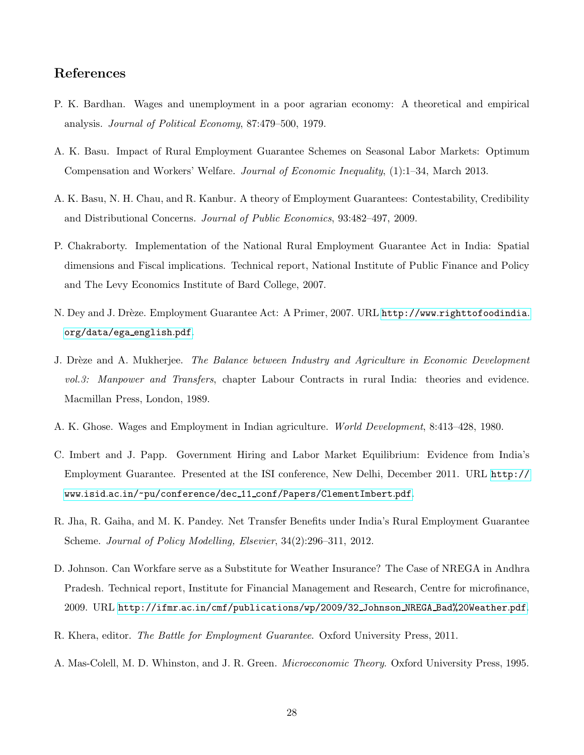## References

P. K. Bardhan. Wages and unemployment in a poor agrarian economy: A theoretical and empirical analysis. *Journal of Political Economy*, 87:479–500, 1979.

A. K. Basu. Impact of Rural Employment Guarantee Schemes on Seasonal Labor Markets: Optimum Compensation and Workers' Welfare. *Journal of Economic Inequality*, (1):1–34, March 2013.

A. K. Basu, N. H. Chau, and R. Kanbur. A theory of Employment Guarantees: Contestability, Credibility and Distributional Concerns. *Journal of Public Economics*, 93:482–497, 2009.

P. Chakraborty. Implementation of the National Rural Employment Guarantee Act in India: Spatial dimensions and Fiscal implications. Technical report, National Institute of Public Finance and Policy and The Levy Economics Institute of Bard College, 2007.

N. Dey and J. Drèze. Employment Guarantee Act: A Primer, 2007. URL http://www.righttofoodindia.org/data/ega_english.pdf.

J. Drèze and A. Mukherjee. *The Balance between Industry and Agriculture in Economic Development vol.3: Manpower and Transfers*, chapter Labour Contracts in rural India: theories and evidence. Macmillan Press, London, 1989.

A. K. Ghose. Wages and Employment in Indian agriculture. *World Development*, 8:413–428, 1980.

C. Imbert and J. Papp. Government Hiring and Labor Market Equilibrium: Evidence from India's Employment Guarantee. Presented at the ISI conference, New Delhi, December 2011. URL http://www.isid.ac.in/~pu/conference/dec_11_conf/Papers/ClementImbert.pdf.

R. Jha, R. Gaiha, and M. K. Pandey. Net Transfer Benefits under India's Rural Employment Guarantee Scheme. *Journal of Policy Modelling, Elsevier*, 34(2):296–311, 2012.

D. Johnson. Can Workfare serve as a Substitute for Weather Insurance? The Case of NREGA in Andhra Pradesh. Technical report, Institute for Financial Management and Research, Centre for microfinance, 2009. URL http://ifmr.ac.in/cmf/publications/wp/2009/32_Johnson_NREGA_Bad%20Weather.pdf.

R. Khera, editor. *The Battle for Employment Guarantee*. Oxford University Press, 2011.

A. Mas-Colell, M. D. Whinston, and J. R. Green. *Microeconomic Theory*. Oxford University Press, 1995.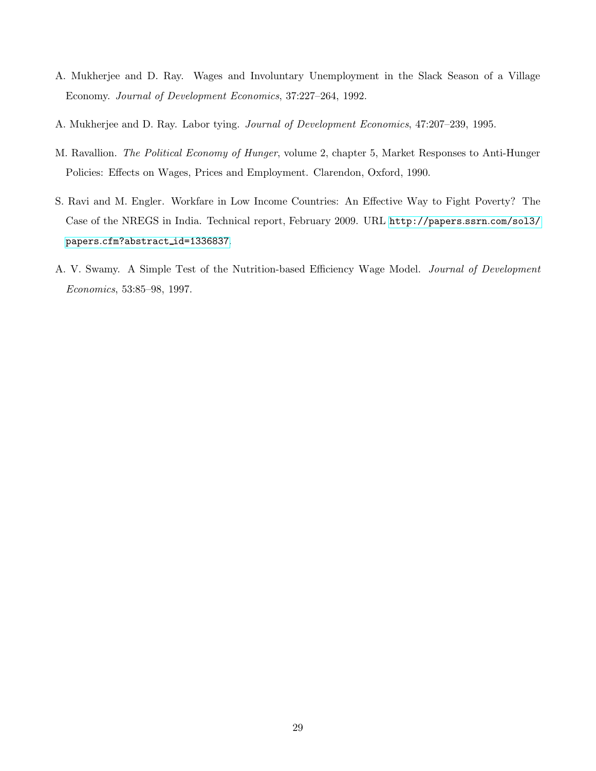A. Mukherjee and D. Ray. Wages and Involuntary Unemployment in the Slack Season of a Village Economy. *Journal of Development Economics*, 37:227–264, 1992.

A. Mukherjee and D. Ray. Labor tying. *Journal of Development Economics*, 47:207–239, 1995.

M. Ravallion. *The Political Economy of Hunger*, volume 2, chapter 5, Market Responses to Anti-Hunger Policies: Effects on Wages, Prices and Employment. Clarendon, Oxford, 1990.

S. Ravi and M. Engler. Workfare in Low Income Countries: An Effective Way to Fight Poverty? The Case of the NREGS in India. Technical report, February 2009. URL http://papers.ssrn.com/sol3/papers.cfm?abstract_id=1336837.

A. V. Swamy. A Simple Test of the Nutrition-based Efficiency Wage Model. *Journal of Development Economics*, 53:85–98, 1997.